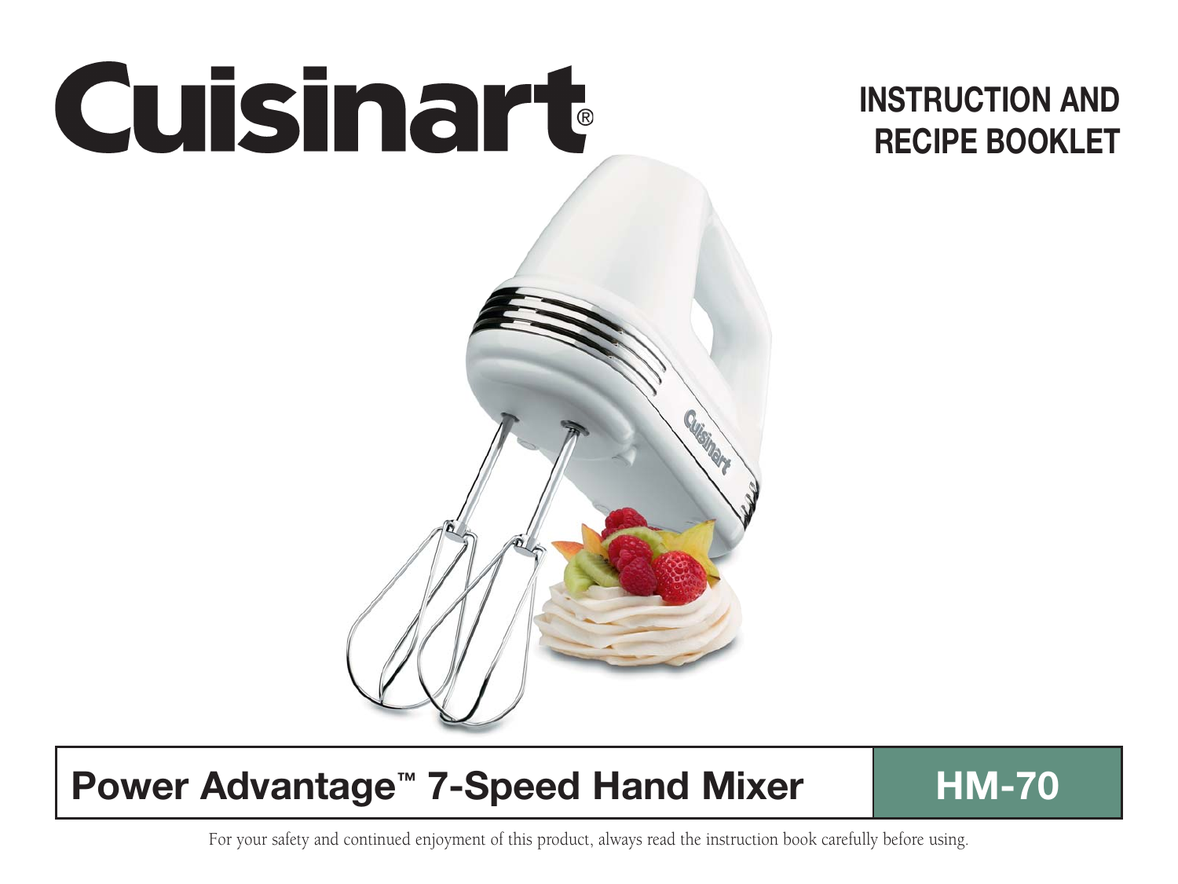# Cuisinart®

## INSTRUCTION AND RECIPE BOOKLET

## Power Advantage™ 7-Speed Hand Mixer

## HM-70

For your safety and continued enjoyment of this product, always read the instruction book carefully before using.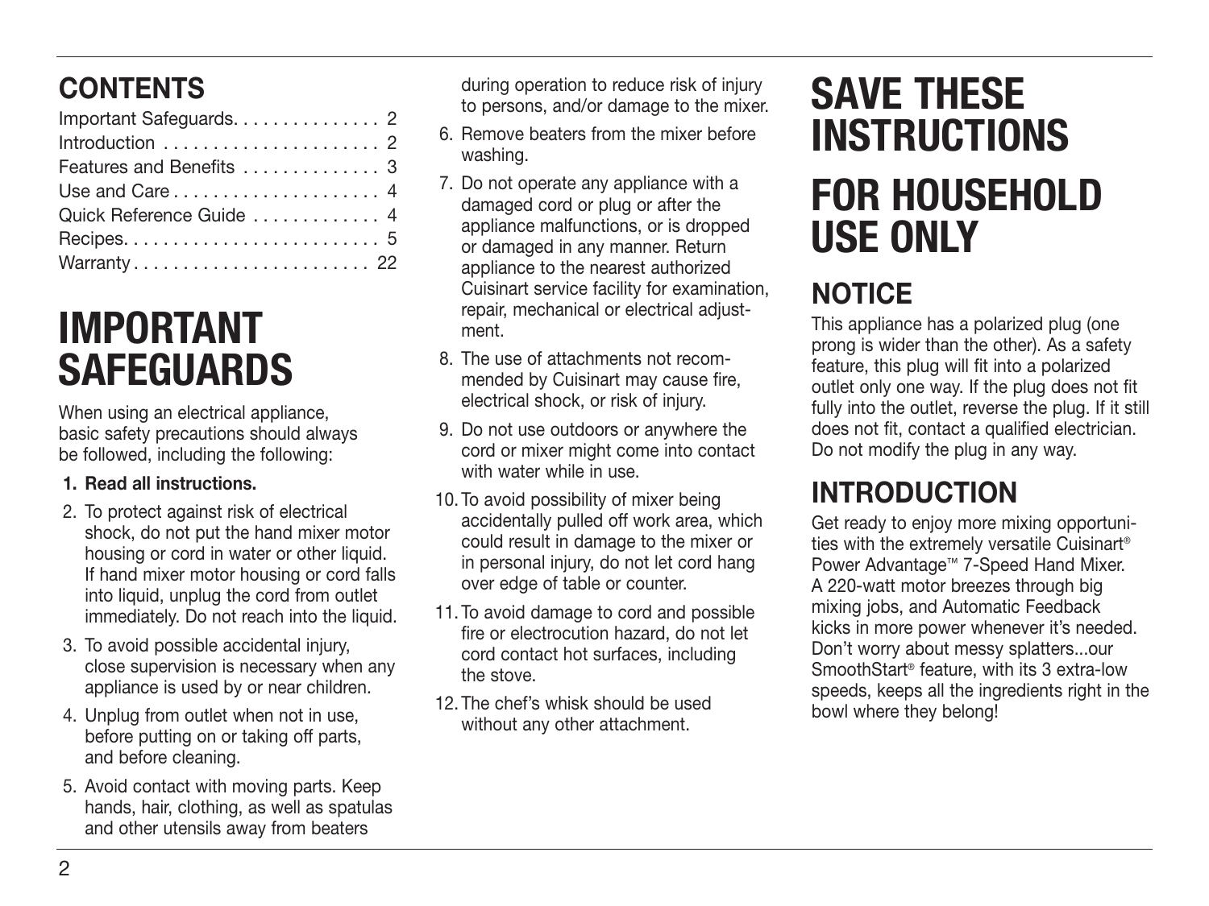## CONTENTS

| | |
|---|---|
| Important Safeguards | 2 |
| Introduction | 2 |
| Features and Benefits | 3 |
| Use and Care | 4 |
| Quick Reference Guide | 4 |
| Recipes | 5 |
| Warranty | 22 |

# IMPORTANT SAFEGUARDS

When using an electrical appliance, basic safety precautions should always be followed, including the following:

1. **Read all instructions.**
2. To protect against risk of electrical shock, do not put the hand mixer motor housing or cord in water or other liquid. If hand mixer motor housing or cord falls into liquid, unplug the cord from outlet immediately. Do not reach into the liquid.
3. To avoid possible accidental injury, close supervision is necessary when any appliance is used by or near children.
4. Unplug from outlet when not in use, before putting on or taking off parts, and before cleaning.
5. Avoid contact with moving parts. Keep hands, hair, clothing, as well as spatulas and other utensils away from beaters during operation to reduce risk of injury to persons, and/or damage to the mixer.
6. Remove beaters from the mixer before washing.
7. Do not operate any appliance with a damaged cord or plug or after the appliance malfunctions, or is dropped or damaged in any manner. Return appliance to the nearest authorized Cuisinart service facility for examination, repair, mechanical or electrical adjustment.
8. The use of attachments not recommended by Cuisinart may cause fire, electrical shock, or risk of injury.
9. Do not use outdoors or anywhere the cord or mixer might come into contact with water while in use.
10. To avoid possibility of mixer being accidentally pulled off work area, which could result in damage to the mixer or in personal injury, do not let cord hang over edge of table or counter.
11. To avoid damage to cord and possible fire or electrocution hazard, do not let cord contact hot surfaces, including the stove.
12. The chef's whisk should be used without any other attachment.

# SAVE THESE INSTRUCTIONS

# FOR HOUSEHOLD USE ONLY

## NOTICE

This appliance has a polarized plug (one prong is wider than the other). As a safety feature, this plug will fit into a polarized outlet only one way. If the plug does not fit fully into the outlet, reverse the plug. If it still does not fit, contact a qualified electrician. Do not modify the plug in any way.

## INTRODUCTION

Get ready to enjoy more mixing opportunities with the extremely versatile Cuisinart® Power Advantage™ 7-Speed Hand Mixer. A 220-watt motor breezes through big mixing jobs, and Automatic Feedback kicks in more power whenever it's needed. Don't worry about messy splatters...our SmoothStart® feature, with its 3 extra-low speeds, keeps all the ingredients right in the bowl where they belong!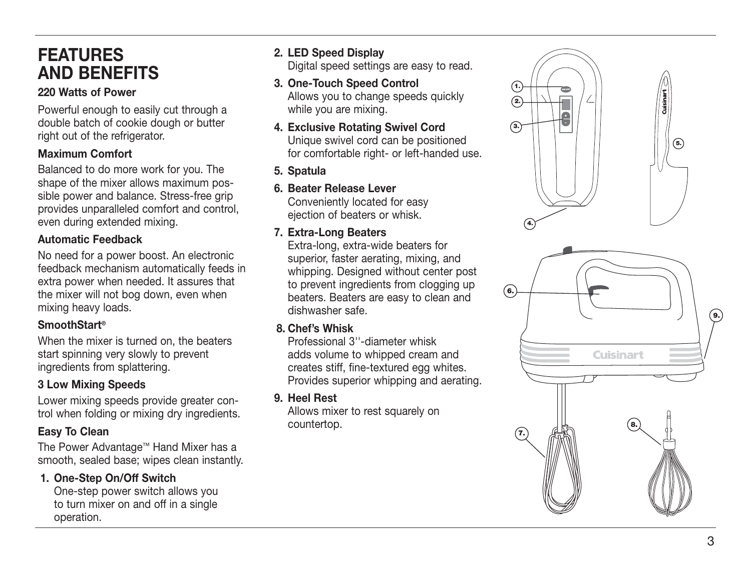# FEATURES AND BENEFITS

### 220 Watts of Power

Powerful enough to easily cut through a double batch of cookie dough or butter right out of the refrigerator.

### Maximum Comfort

Balanced to do more work for you. The shape of the mixer allows maximum possible power and balance. Stress-free grip provides unparalleled comfort and control, even during extended mixing.

### Automatic Feedback

No need for a power boost. An electronic feedback mechanism automatically feeds in extra power when needed. It assures that the mixer will not bog down, even when mixing heavy loads.

### SmoothStart®

When the mixer is turned on, the beaters start spinning very slowly to prevent ingredients from splattering.

### 3 Low Mixing Speeds

Lower mixing speeds provide greater control when folding or mixing dry ingredients.

### Easy To Clean

The Power Advantage™ Hand Mixer has a smooth, sealed base; wipes clean instantly.

1. **One-Step On/Off Switch**
   One-step power switch allows you to turn mixer on and off in a single operation.
2. **LED Speed Display**
   Digital speed settings are easy to read.
3. **One-Touch Speed Control**
   Allows you to change speeds quickly while you are mixing.
4. **Exclusive Rotating Swivel Cord**
   Unique swivel cord can be positioned for comfortable right- or left-handed use.
5. **Spatula**
6. **Beater Release Lever**
   Conveniently located for easy ejection of beaters or whisk.
7. **Extra-Long Beaters**
   Extra-long, extra-wide beaters for superior, faster aerating, mixing, and whipping. Designed without center post to prevent ingredients from clogging up beaters. Beaters are easy to clean and dishwasher safe.
8. **Chef's Whisk**
   Professional 3''-diameter whisk adds volume to whipped cream and creates stiff, fine-textured egg whites. Provides superior whipping and aerating.
9. **Heel Rest**
   Allows mixer to rest squarely on countertop.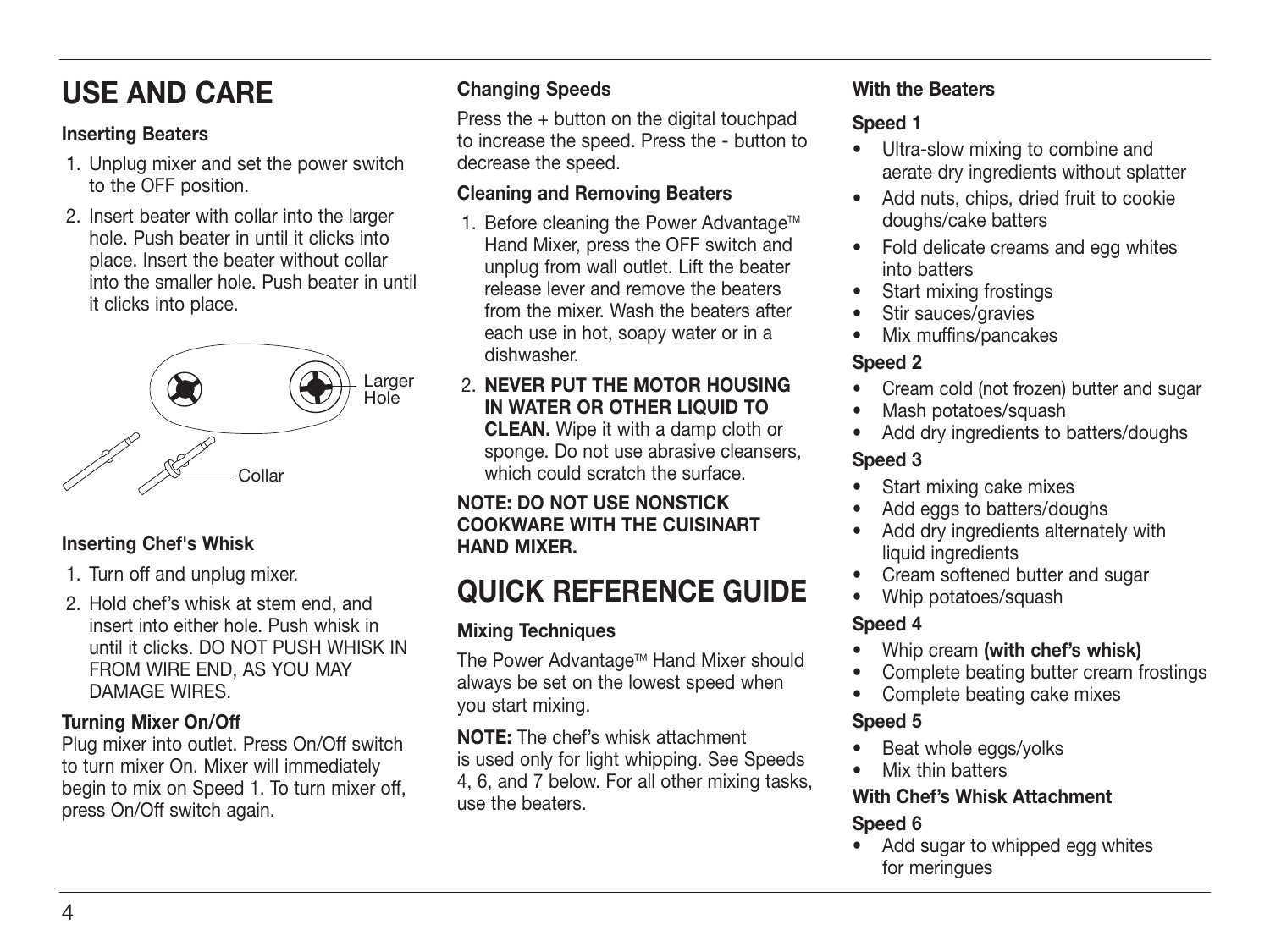# USE AND CARE

**Inserting Beaters**

1. Unplug mixer and set the power switch to the OFF position.
2. Insert beater with collar into the larger hole. Push beater in until it clicks into place. Insert the beater without collar into the smaller hole. Push beater in until it clicks into place.

Larger Hole

Collar

**Inserting Chef's Whisk**

1. Turn off and unplug mixer.
2. Hold chef's whisk at stem end, and insert into either hole. Push whisk in until it clicks. DO NOT PUSH WHISK IN FROM WIRE END, AS YOU MAY DAMAGE WIRES.

**Turning Mixer On/Off**

Plug mixer into outlet. Press On/Off switch to turn mixer On. Mixer will immediately begin to mix on Speed 1. To turn mixer off, press On/Off switch again.

**Changing Speeds**

Press the + button on the digital touchpad to increase the speed. Press the - button to decrease the speed.

**Cleaning and Removing Beaters**

1. Before cleaning the Power Advantage™ Hand Mixer, press the OFF switch and unplug from wall outlet. Lift the beater release lever and remove the beaters from the mixer. Wash the beaters after each use in hot, soapy water or in a dishwasher.
2. **NEVER PUT THE MOTOR HOUSING IN WATER OR OTHER LIQUID TO CLEAN.** Wipe it with a damp cloth or sponge. Do not use abrasive cleansers, which could scratch the surface.

**NOTE: DO NOT USE NONSTICK COOKWARE WITH THE CUISINART HAND MIXER.**

# QUICK REFERENCE GUIDE

**Mixing Techniques**

The Power Advantage™ Hand Mixer should always be set on the lowest speed when you start mixing.

**NOTE:** The chef's whisk attachment is used only for light whipping. See Speeds 4, 6, and 7 below. For all other mixing tasks, use the beaters.

**With the Beaters**

**Speed 1**

- Ultra-slow mixing to combine and aerate dry ingredients without splatter
- Add nuts, chips, dried fruit to cookie doughs/cake batters
- Fold delicate creams and egg whites into batters
- Start mixing frostings
- Stir sauces/gravies
- Mix muffins/pancakes

**Speed 2**

- Cream cold (not frozen) butter and sugar
- Mash potatoes/squash
- Add dry ingredients to batters/doughs

**Speed 3**

- Start mixing cake mixes
- Add eggs to batters/doughs
- Add dry ingredients alternately with liquid ingredients
- Cream softened butter and sugar
- Whip potatoes/squash

**Speed 4**

- Whip cream **(with chef's whisk)**
- Complete beating butter cream frostings
- Complete beating cake mixes

**Speed 5**

- Beat whole eggs/yolks
- Mix thin batters

**With Chef's Whisk Attachment**

**Speed 6**

- Add sugar to whipped egg whites for meringues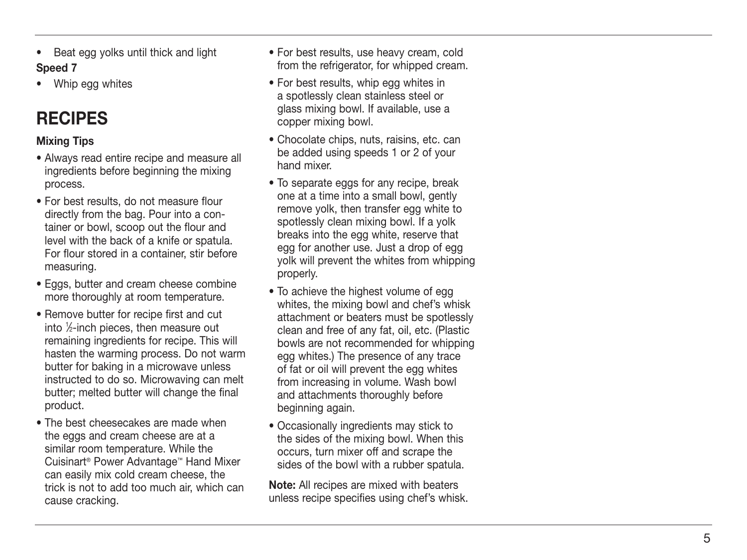- Beat egg yolks until thick and light

**Speed 7**

- Whip egg whites

# RECIPES

**Mixing Tips**

- Always read entire recipe and measure all ingredients before beginning the mixing process.
- For best results, do not measure flour directly from the bag. Pour into a container or bowl, scoop out the flour and level with the back of a knife or spatula. For flour stored in a container, stir before measuring.
- Eggs, butter and cream cheese combine more thoroughly at room temperature.
- Remove butter for recipe first and cut into ½-inch pieces, then measure out remaining ingredients for recipe. This will hasten the warming process. Do not warm butter for baking in a microwave unless instructed to do so. Microwaving can melt butter; melted butter will change the final product.
- The best cheesecakes are made when the eggs and cream cheese are at a similar room temperature. While the Cuisinart® Power Advantage™ Hand Mixer can easily mix cold cream cheese, the trick is not to add too much air, which can cause cracking.
- For best results, use heavy cream, cold from the refrigerator, for whipped cream.
- For best results, whip egg whites in a spotlessly clean stainless steel or glass mixing bowl. If available, use a copper mixing bowl.
- Chocolate chips, nuts, raisins, etc. can be added using speeds 1 or 2 of your hand mixer.
- To separate eggs for any recipe, break one at a time into a small bowl, gently remove yolk, then transfer egg white to spotlessly clean mixing bowl. If a yolk breaks into the egg white, reserve that egg for another use. Just a drop of egg yolk will prevent the whites from whipping properly.
- To achieve the highest volume of egg whites, the mixing bowl and chef's whisk attachment or beaters must be spotlessly clean and free of any fat, oil, etc. (Plastic bowls are not recommended for whipping egg whites.) The presence of any trace of fat or oil will prevent the egg whites from increasing in volume. Wash bowl and attachments thoroughly before beginning again.
- Occasionally ingredients may stick to the sides of the mixing bowl. When this occurs, turn mixer off and scrape the sides of the bowl with a rubber spatula.

**Note:** All recipes are mixed with beaters unless recipe specifies using chef's whisk.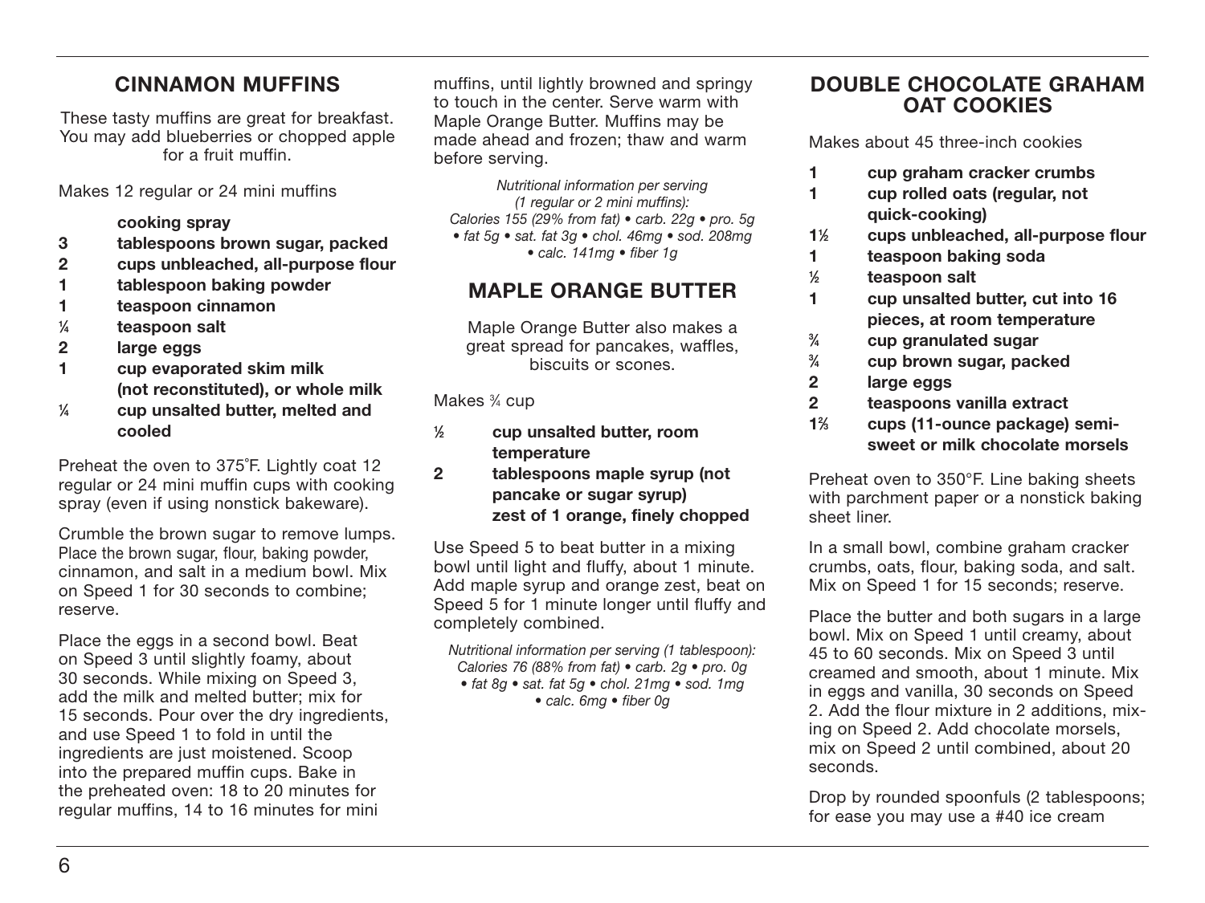## CINNAMON MUFFINS

These tasty muffins are great for breakfast. You may add blueberries or chopped apple for a fruit muffin.

Makes 12 regular or 24 mini muffins

- **cooking spray**
- **3 tablespoons brown sugar, packed**
- **2 cups unbleached, all-purpose flour**
- **1 tablespoon baking powder**
- **1 teaspoon cinnamon**
- **¼ teaspoon salt**
- **2 large eggs**
- **1 cup evaporated skim milk (not reconstituted), or whole milk**
- **¼ cup unsalted butter, melted and cooled**

Preheat the oven to 375˚F. Lightly coat 12 regular or 24 mini muffin cups with cooking spray (even if using nonstick bakeware).

Crumble the brown sugar to remove lumps. Place the brown sugar, flour, baking powder, cinnamon, and salt in a medium bowl. Mix on Speed 1 for 30 seconds to combine; reserve.

Place the eggs in a second bowl. Beat on Speed 3 until slightly foamy, about 30 seconds. While mixing on Speed 3, add the milk and melted butter; mix for 15 seconds. Pour over the dry ingredients, and use Speed 1 to fold in until the ingredients are just moistened. Scoop into the prepared muffin cups. Bake in the preheated oven: 18 to 20 minutes for regular muffins, 14 to 16 minutes for mini muffins, until lightly browned and springy to touch in the center. Serve warm with Maple Orange Butter. Muffins may be made ahead and frozen; thaw and warm before serving.

*Nutritional information per serving (1 regular or 2 mini muffins): Calories 155 (29% from fat) • carb. 22g • pro. 5g • fat 5g • sat. fat 3g • chol. 46mg • sod. 208mg • calc. 141mg • fiber 1g*

## MAPLE ORANGE BUTTER

Maple Orange Butter also makes a great spread for pancakes, waffles, biscuits or scones.

Makes ¾ cup

- **½ cup unsalted butter, room temperature**
- **2 tablespoons maple syrup (not pancake or sugar syrup)**
- **zest of 1 orange, finely chopped**

Use Speed 5 to beat butter in a mixing bowl until light and fluffy, about 1 minute. Add maple syrup and orange zest, beat on Speed 5 for 1 minute longer until fluffy and completely combined.

*Nutritional information per serving (1 tablespoon): Calories 76 (88% from fat) • carb. 2g • pro. 0g • fat 8g • sat. fat 5g • chol. 21mg • sod. 1mg • calc. 6mg • fiber 0g*

## DOUBLE CHOCOLATE GRAHAM OAT COOKIES

Makes about 45 three-inch cookies

- **1 cup graham cracker crumbs**
- **1 cup rolled oats (regular, not quick-cooking)**
- **1½ cups unbleached, all-purpose flour**
- **1 teaspoon baking soda**
- **½ teaspoon salt**
- **1 cup unsalted butter, cut into 16 pieces, at room temperature**
- **¾ cup granulated sugar**
- **¾ cup brown sugar, packed**
- **2 large eggs**
- **2 teaspoons vanilla extract**
- **1⅔ cups (11-ounce package) semi-sweet or milk chocolate morsels**

Preheat oven to 350°F. Line baking sheets with parchment paper or a nonstick baking sheet liner.

In a small bowl, combine graham cracker crumbs, oats, flour, baking soda, and salt. Mix on Speed 1 for 15 seconds; reserve.

Place the butter and both sugars in a large bowl. Mix on Speed 1 until creamy, about 45 to 60 seconds. Mix on Speed 3 until creamed and smooth, about 1 minute. Mix in eggs and vanilla, 30 seconds on Speed 2. Add the flour mixture in 2 additions, mixing on Speed 2. Add chocolate morsels, mix on Speed 2 until combined, about 20 seconds.

Drop by rounded spoonfuls (2 tablespoons; for ease you may use a #40 ice cream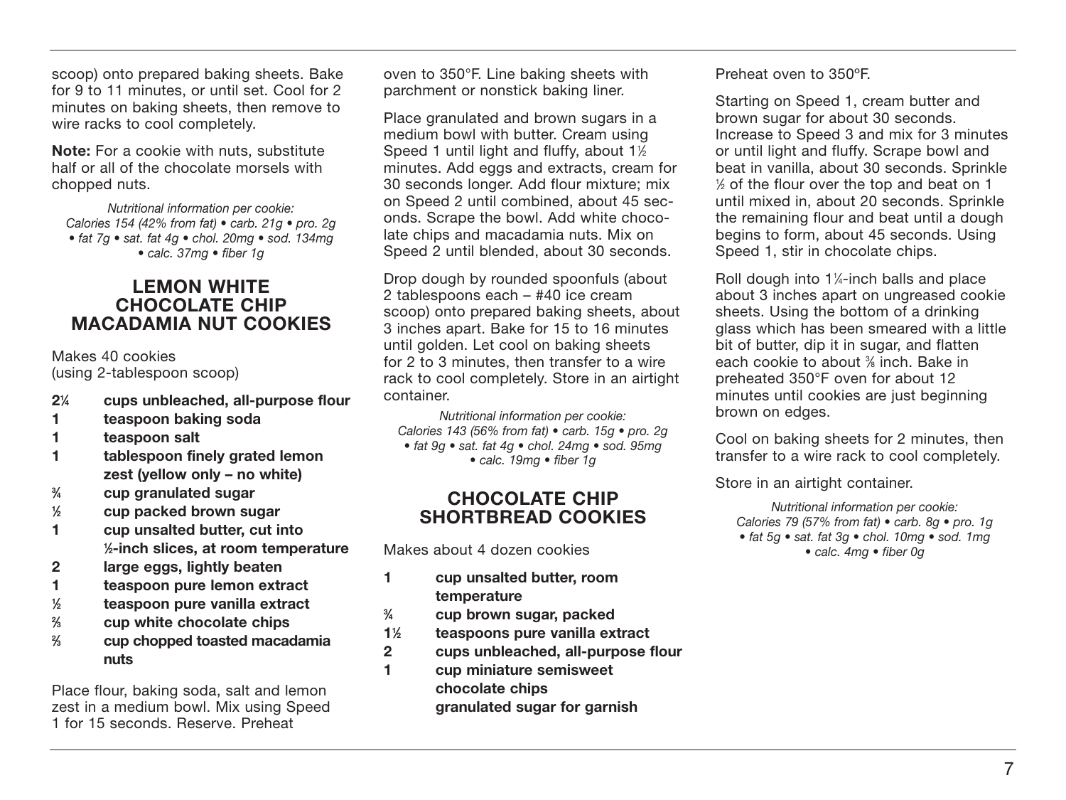scoop) onto prepared baking sheets. Bake for 9 to 11 minutes, or until set. Cool for 2 minutes on baking sheets, then remove to wire racks to cool completely.

**Note:** For a cookie with nuts, substitute half or all of the chocolate morsels with chopped nuts.

*Nutritional information per cookie:*
*Calories 154 (42% from fat) • carb. 21g • pro. 2g • fat 7g • sat. fat 4g • chol. 20mg • sod. 134mg • calc. 37mg • fiber 1g*

## LEMON WHITE CHOCOLATE CHIP MACADAMIA NUT COOKIES

Makes 40 cookies
(using 2-tablespoon scoop)

- **2¼ cups unbleached, all-purpose flour**
- **1 teaspoon baking soda**
- **1 teaspoon salt**
- **1 tablespoon finely grated lemon zest (yellow only – no white)**
- **¾ cup granulated sugar**
- **½ cup packed brown sugar**
- **1 cup unsalted butter, cut into ½-inch slices, at room temperature**
- **2 large eggs, lightly beaten**
- **1 teaspoon pure lemon extract**
- **½ teaspoon pure vanilla extract**
- **⅔ cup white chocolate chips**
- **⅔ cup chopped toasted macadamia nuts**

Place flour, baking soda, salt and lemon zest in a medium bowl. Mix using Speed 1 for 15 seconds. Reserve. Preheat oven to 350°F. Line baking sheets with parchment or nonstick baking liner.

Place granulated and brown sugars in a medium bowl with butter. Cream using Speed 1 until light and fluffy, about 1½ minutes. Add eggs and extracts, cream for 30 seconds longer. Add flour mixture; mix on Speed 2 until combined, about 45 seconds. Scrape the bowl. Add white chocolate chips and macadamia nuts. Mix on Speed 2 until blended, about 30 seconds.

Drop dough by rounded spoonfuls (about 2 tablespoons each – #40 ice cream scoop) onto prepared baking sheets, about 3 inches apart. Bake for 15 to 16 minutes until golden. Let cool on baking sheets for 2 to 3 minutes, then transfer to a wire rack to cool completely. Store in an airtight container.

*Nutritional information per cookie:*
*Calories 143 (56% from fat) • carb. 15g • pro. 2g • fat 9g • sat. fat 4g • chol. 24mg • sod. 95mg • calc. 19mg • fiber 1g*

## CHOCOLATE CHIP SHORTBREAD COOKIES

Makes about 4 dozen cookies

- **1 cup unsalted butter, room temperature**
- **¾ cup brown sugar, packed**
- **1½ teaspoons pure vanilla extract**
- **2 cups unbleached, all-purpose flour**
- **1 cup miniature semisweet chocolate chips**
- **granulated sugar for garnish**

Preheat oven to 350ºF.

Starting on Speed 1, cream butter and brown sugar for about 30 seconds. Increase to Speed 3 and mix for 3 minutes or until light and fluffy. Scrape bowl and beat in vanilla, about 30 seconds. Sprinkle ½ of the flour over the top and beat on 1 until mixed in, about 20 seconds. Sprinkle the remaining flour and beat until a dough begins to form, about 45 seconds. Using Speed 1, stir in chocolate chips.

Roll dough into 1¼-inch balls and place about 3 inches apart on ungreased cookie sheets. Using the bottom of a drinking glass which has been smeared with a little bit of butter, dip it in sugar, and flatten each cookie to about ⅜ inch. Bake in preheated 350°F oven for about 12 minutes until cookies are just beginning brown on edges.

Cool on baking sheets for 2 minutes, then transfer to a wire rack to cool completely.

Store in an airtight container.

*Nutritional information per cookie:*
*Calories 79 (57% from fat) • carb. 8g • pro. 1g • fat 5g • sat. fat 3g • chol. 10mg • sod. 1mg • calc. 4mg • fiber 0g*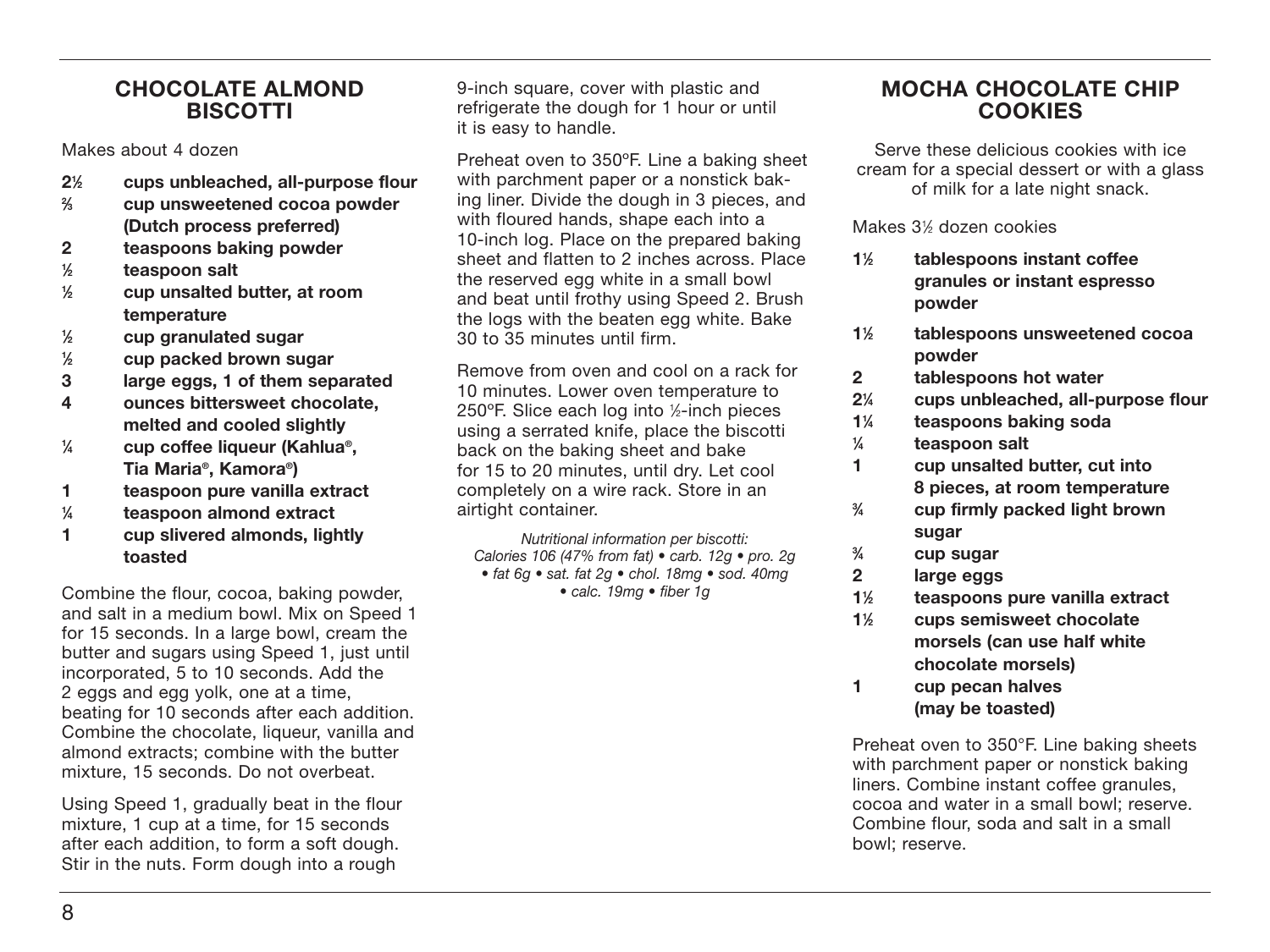## CHOCOLATE ALMOND BISCOTTI

Makes about 4 dozen

- **2½ cups unbleached, all-purpose flour**
- **⅔ cup unsweetened cocoa powder (Dutch process preferred)**
- **2 teaspoons baking powder**
- **½ teaspoon salt**
- **½ cup unsalted butter, at room temperature**
- **½ cup granulated sugar**
- **½ cup packed brown sugar**
- **3 large eggs, 1 of them separated**
- **4 ounces bittersweet chocolate, melted and cooled slightly**
- **¼ cup coffee liqueur (Kahlua®, Tia Maria®, Kamora®)**
- **1 teaspoon pure vanilla extract**
- **¼ teaspoon almond extract**
- **1 cup slivered almonds, lightly toasted**

Combine the flour, cocoa, baking powder, and salt in a medium bowl. Mix on Speed 1 for 15 seconds. In a large bowl, cream the butter and sugars using Speed 1, just until incorporated, 5 to 10 seconds. Add the 2 eggs and egg yolk, one at a time, beating for 10 seconds after each addition. Combine the chocolate, liqueur, vanilla and almond extracts; combine with the butter mixture, 15 seconds. Do not overbeat.

Using Speed 1, gradually beat in the flour mixture, 1 cup at a time, for 15 seconds after each addition, to form a soft dough. Stir in the nuts. Form dough into a rough 9-inch square, cover with plastic and refrigerate the dough for 1 hour or until it is easy to handle.

Preheat oven to 350ºF. Line a baking sheet with parchment paper or a nonstick baking liner. Divide the dough in 3 pieces, and with floured hands, shape each into a 10-inch log. Place on the prepared baking sheet and flatten to 2 inches across. Place the reserved egg white in a small bowl and beat until frothy using Speed 2. Brush the logs with the beaten egg white. Bake 30 to 35 minutes until firm.

Remove from oven and cool on a rack for 10 minutes. Lower oven temperature to 250ºF. Slice each log into ½-inch pieces using a serrated knife, place the biscotti back on the baking sheet and bake for 15 to 20 minutes, until dry. Let cool completely on a wire rack. Store in an airtight container.

*Nutritional information per biscotti:*
*Calories 106 (47% from fat) • carb. 12g • pro. 2g • fat 6g • sat. fat 2g • chol. 18mg • sod. 40mg • calc. 19mg • fiber 1g*

## MOCHA CHOCOLATE CHIP COOKIES

Serve these delicious cookies with ice cream for a special dessert or with a glass of milk for a late night snack.

Makes 3½ dozen cookies

- **1½ tablespoons instant coffee granules or instant espresso powder**
- **1½ tablespoons unsweetened cocoa powder**
- **2 tablespoons hot water**
- **2¼ cups unbleached, all-purpose flour**
- **1¼ teaspoons baking soda**
- **¼ teaspoon salt**
- **1 cup unsalted butter, cut into 8 pieces, at room temperature**
- **¾ cup firmly packed light brown sugar**
- **¾ cup sugar**
- **2 large eggs**
- **1½ teaspoons pure vanilla extract**
- **1½ cups semisweet chocolate morsels (can use half white chocolate morsels)**
- **1 cup pecan halves (may be toasted)**

Preheat oven to 350°F. Line baking sheets with parchment paper or nonstick baking liners. Combine instant coffee granules, cocoa and water in a small bowl; reserve. Combine flour, soda and salt in a small bowl; reserve.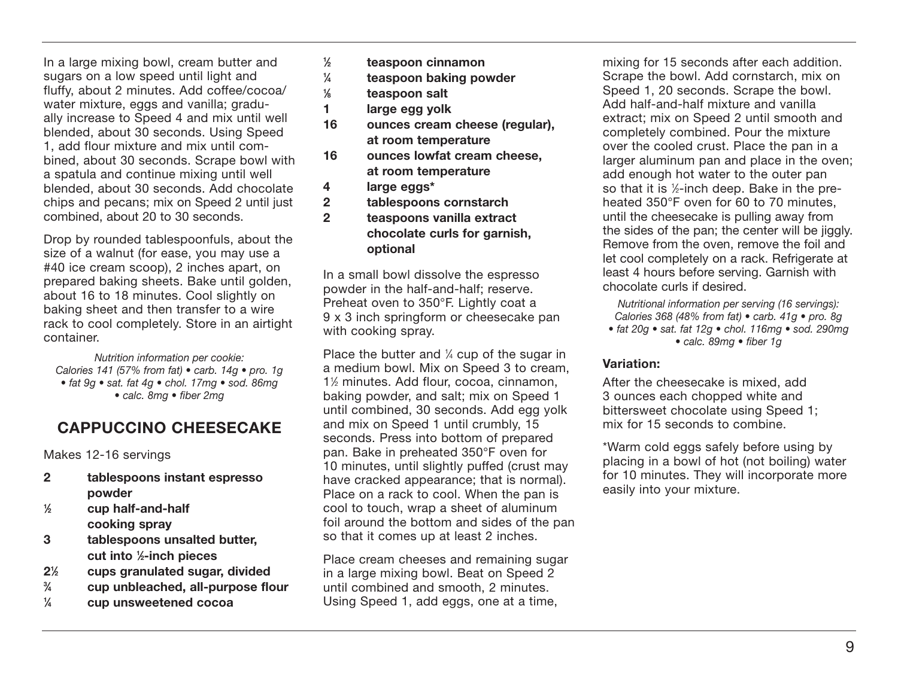In a large mixing bowl, cream butter and sugars on a low speed until light and fluffy, about 2 minutes. Add coffee/cocoa/water mixture, eggs and vanilla; gradually increase to Speed 4 and mix until well blended, about 30 seconds. Using Speed 1, add flour mixture and mix until combined, about 30 seconds. Scrape bowl with a spatula and continue mixing until well blended, about 30 seconds. Add chocolate chips and pecans; mix on Speed 2 until just combined, about 20 to 30 seconds.

Drop by rounded tablespoonfuls, about the size of a walnut (for ease, you may use a #40 ice cream scoop), 2 inches apart, on prepared baking sheets. Bake until golden, about 16 to 18 minutes. Cool slightly on baking sheet and then transfer to a wire rack to cool completely. Store in an airtight container.

*Nutrition information per cookie:*
*Calories 141 (57% from fat) • carb. 14g • pro. 1g • fat 9g • sat. fat 4g • chol. 17mg • sod. 86mg • calc. 8mg • fiber 2mg*

## CAPPUCCINO CHEESECAKE

Makes 12-16 servings

- **2 tablespoons instant espresso powder**
- **½ cup half-and-half**
- **cooking spray**
- **3 tablespoons unsalted butter, cut into ½-inch pieces**
- **2½ cups granulated sugar, divided**
- **¾ cup unbleached, all-purpose flour**
- **¼ cup unsweetened cocoa**
- **½ teaspoon cinnamon**
- **¼ teaspoon baking powder**
- **⅛ teaspoon salt**
- **1 large egg yolk**
- **16 ounces cream cheese (regular), at room temperature**
- **16 ounces lowfat cream cheese, at room temperature**
- **4 large eggs***
- **2 tablespoons cornstarch**
- **2 teaspoons vanilla extract**
- **chocolate curls for garnish, optional**

In a small bowl dissolve the espresso powder in the half-and-half; reserve. Preheat oven to 350°F. Lightly coat a 9 x 3 inch springform or cheesecake pan with cooking spray.

Place the butter and ¼ cup of the sugar in a medium bowl. Mix on Speed 3 to cream, 1½ minutes. Add flour, cocoa, cinnamon, baking powder, and salt; mix on Speed 1 until combined, 30 seconds. Add egg yolk and mix on Speed 1 until crumbly, 15 seconds. Press into bottom of prepared pan. Bake in preheated 350°F oven for 10 minutes, until slightly puffed (crust may have cracked appearance; that is normal). Place on a rack to cool. When the pan is cool to touch, wrap a sheet of aluminum foil around the bottom and sides of the pan so that it comes up at least 2 inches.

Place cream cheeses and remaining sugar in a large mixing bowl. Beat on Speed 2 until combined and smooth, 2 minutes. Using Speed 1, add eggs, one at a time, mixing for 15 seconds after each addition. Scrape the bowl. Add cornstarch, mix on Speed 1, 20 seconds. Scrape the bowl. Add half-and-half mixture and vanilla extract; mix on Speed 2 until smooth and completely combined. Pour the mixture over the cooled crust. Place the pan in a larger aluminum pan and place in the oven; add enough hot water to the outer pan so that it is ½-inch deep. Bake in the preheated 350°F oven for 60 to 70 minutes, until the cheesecake is pulling away from the sides of the pan; the center will be jiggly. Remove from the oven, remove the foil and let cool completely on a rack. Refrigerate at least 4 hours before serving. Garnish with chocolate curls if desired.

*Nutritional information per serving (16 servings):*
*Calories 368 (48% from fat) • carb. 41g • pro. 8g • fat 20g • sat. fat 12g • chol. 116mg • sod. 290mg • calc. 89mg • fiber 1g*

**Variation:**

After the cheesecake is mixed, add 3 ounces each chopped white and bittersweet chocolate using Speed 1; mix for 15 seconds to combine.

*Warm cold eggs safely before using by placing in a bowl of hot (not boiling) water for 10 minutes. They will incorporate more easily into your mixture.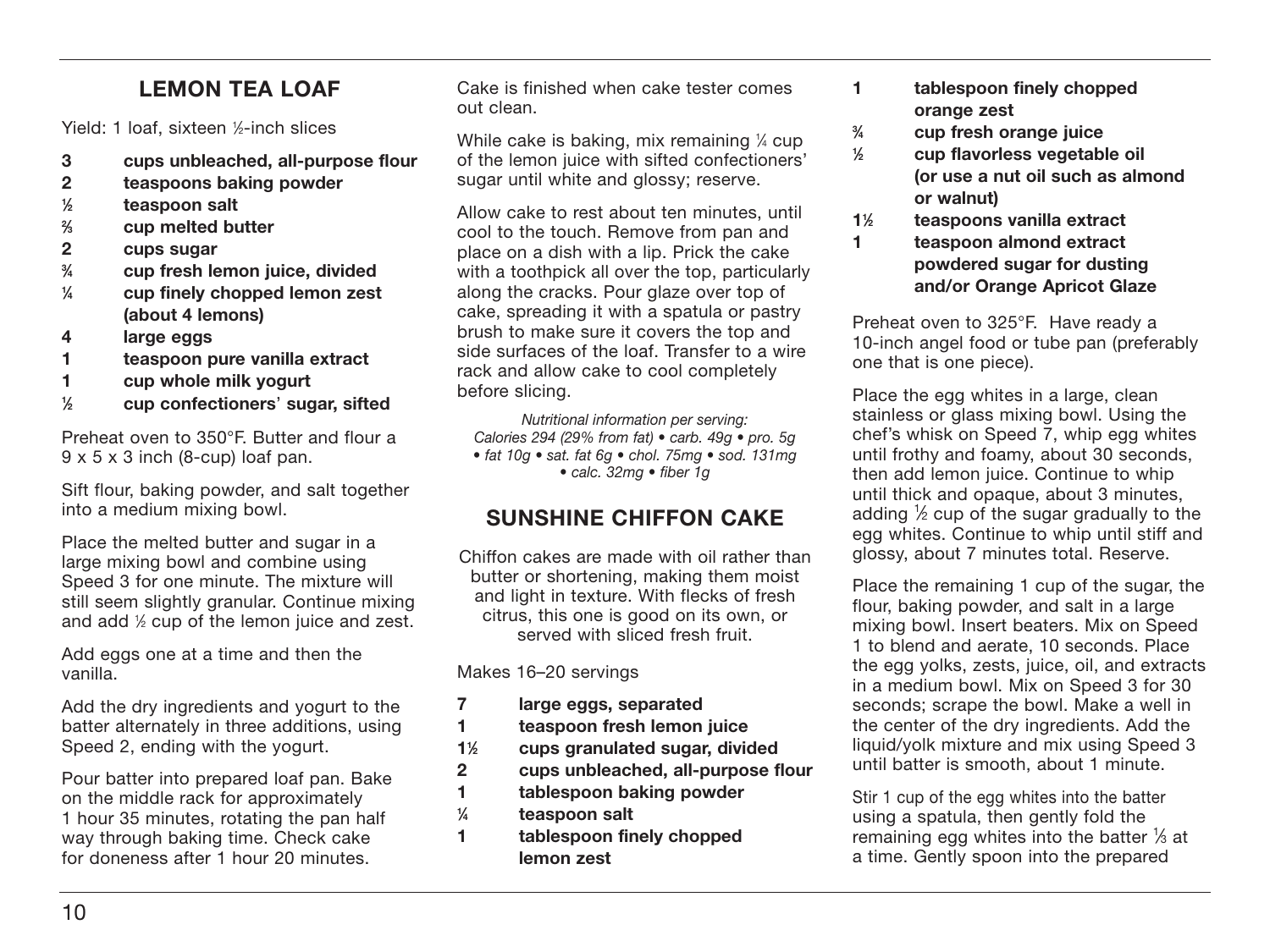## LEMON TEA LOAF

Yield: 1 loaf, sixteen ½-inch slices

- **3 cups unbleached, all-purpose flour**
- **2 teaspoons baking powder**
- **½ teaspoon salt**
- **⅔ cup melted butter**
- **2 cups sugar**
- **¾ cup fresh lemon juice, divided**
- **¼ cup finely chopped lemon zest (about 4 lemons)**
- **4 large eggs**
- **1 teaspoon pure vanilla extract**
- **1 cup whole milk yogurt**
- **½ cup confectioners' sugar, sifted**

Preheat oven to 350°F. Butter and flour a 9 x 5 x 3 inch (8-cup) loaf pan.

Sift flour, baking powder, and salt together into a medium mixing bowl.

Place the melted butter and sugar in a large mixing bowl and combine using Speed 3 for one minute. The mixture will still seem slightly granular. Continue mixing and add ½ cup of the lemon juice and zest.

Add eggs one at a time and then the vanilla.

Add the dry ingredients and yogurt to the batter alternately in three additions, using Speed 2, ending with the yogurt.

Pour batter into prepared loaf pan. Bake on the middle rack for approximately 1 hour 35 minutes, rotating the pan half way through baking time. Check cake for doneness after 1 hour 20 minutes. Cake is finished when cake tester comes out clean.

While cake is baking, mix remaining ¼ cup of the lemon juice with sifted confectioners' sugar until white and glossy; reserve.

Allow cake to rest about ten minutes, until cool to the touch. Remove from pan and place on a dish with a lip. Prick the cake with a toothpick all over the top, particularly along the cracks. Pour glaze over top of cake, spreading it with a spatula or pastry brush to make sure it covers the top and side surfaces of the loaf. Transfer to a wire rack and allow cake to cool completely before slicing.

*Nutritional information per serving: Calories 294 (29% from fat) • carb. 49g • pro. 5g • fat 10g • sat. fat 6g • chol. 75mg • sod. 131mg • calc. 32mg • fiber 1g*

## SUNSHINE CHIFFON CAKE

Chiffon cakes are made with oil rather than butter or shortening, making them moist and light in texture. With flecks of fresh citrus, this one is good on its own, or served with sliced fresh fruit.

Makes 16–20 servings

- **7 large eggs, separated**
- **1 teaspoon fresh lemon juice**
- **1½ cups granulated sugar, divided**
- **2 cups unbleached, all-purpose flour**
- **1 tablespoon baking powder**
- **¼ teaspoon salt**
- **1 tablespoon finely chopped lemon zest**
- **1 tablespoon finely chopped orange zest**
- **¾ cup fresh orange juice**
- **½ cup flavorless vegetable oil (or use a nut oil such as almond or walnut)**
- **1½ teaspoons vanilla extract**
- **1 teaspoon almond extract**
- **powdered sugar for dusting and/or Orange Apricot Glaze**

Preheat oven to 325°F. Have ready a 10-inch angel food or tube pan (preferably one that is one piece).

Place the egg whites in a large, clean stainless or glass mixing bowl. Using the chef's whisk on Speed 7, whip egg whites until frothy and foamy, about 30 seconds, then add lemon juice. Continue to whip until thick and opaque, about 3 minutes, adding ½ cup of the sugar gradually to the egg whites. Continue to whip until stiff and glossy, about 7 minutes total. Reserve.

Place the remaining 1 cup of the sugar, the flour, baking powder, and salt in a large mixing bowl. Insert beaters. Mix on Speed 1 to blend and aerate, 10 seconds. Place the egg yolks, zests, juice, oil, and extracts in a medium bowl. Mix on Speed 3 for 30 seconds; scrape the bowl. Make a well in the center of the dry ingredients. Add the liquid/yolk mixture and mix using Speed 3 until batter is smooth, about 1 minute.

Stir 1 cup of the egg whites into the batter using a spatula, then gently fold the remaining egg whites into the batter ⅓ at a time. Gently spoon into the prepared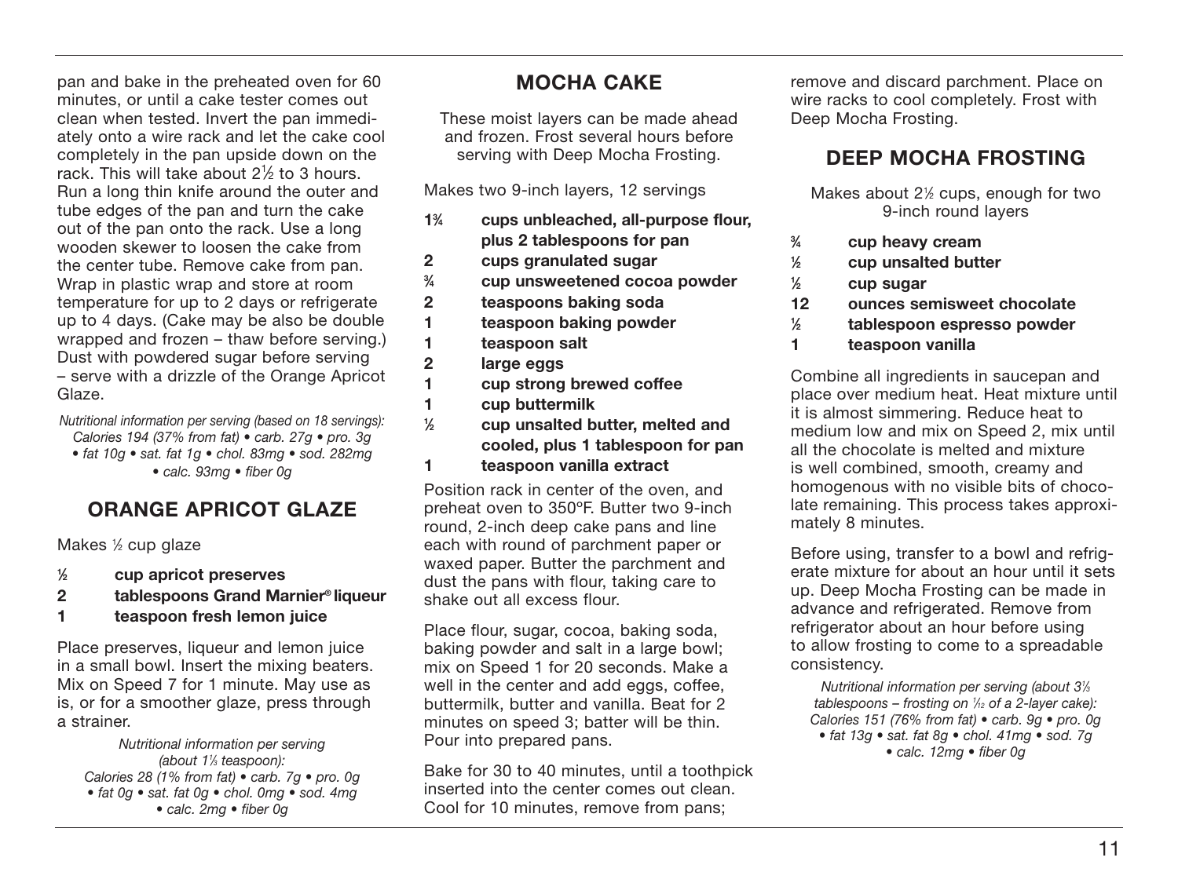pan and bake in the preheated oven for 60 minutes, or until a cake tester comes out clean when tested. Invert the pan immediately onto a wire rack and let the cake cool completely in the pan upside down on the rack. This will take about 2½ to 3 hours. Run a long thin knife around the outer and tube edges of the pan and turn the cake out of the pan onto the rack. Use a long wooden skewer to loosen the cake from the center tube. Remove cake from pan. Wrap in plastic wrap and store at room temperature for up to 2 days or refrigerate up to 4 days. (Cake may be also be double wrapped and frozen – thaw before serving.) Dust with powdered sugar before serving – serve with a drizzle of the Orange Apricot Glaze.

*Nutritional information per serving (based on 18 servings): Calories 194 (37% from fat) • carb. 27g • pro. 3g • fat 10g • sat. fat 1g • chol. 83mg • sod. 282mg • calc. 93mg • fiber 0g*

## ORANGE APRICOT GLAZE

Makes ½ cup glaze

- **½ cup apricot preserves**
- **2 tablespoons Grand Marnier® liqueur**
- **1 teaspoon fresh lemon juice**

Place preserves, liqueur and lemon juice in a small bowl. Insert the mixing beaters. Mix on Speed 7 for 1 minute. May use as is, or for a smoother glaze, press through a strainer.

*Nutritional information per serving (about 1⅓ teaspoon): Calories 28 (1% from fat) • carb. 7g • pro. 0g • fat 0g • sat. fat 0g • chol. 0mg • sod. 4mg • calc. 2mg • fiber 0g*

## MOCHA CAKE

These moist layers can be made ahead and frozen. Frost several hours before serving with Deep Mocha Frosting.

Makes two 9-inch layers, 12 servings

- **1¾ cups unbleached, all-purpose flour, plus 2 tablespoons for pan**
- **2 cups granulated sugar**
- **¾ cup unsweetened cocoa powder**
- **2 teaspoons baking soda**
- **1 teaspoon baking powder**
- **1 teaspoon salt**
- **2 large eggs**
- **1 cup strong brewed coffee**
- **1 cup buttermilk**
- **½ cup unsalted butter, melted and cooled, plus 1 tablespoon for pan**
- **1 teaspoon vanilla extract**

Position rack in center of the oven, and preheat oven to 350ºF. Butter two 9-inch round, 2-inch deep cake pans and line each with round of parchment paper or waxed paper. Butter the parchment and dust the pans with flour, taking care to shake out all excess flour.

Place flour, sugar, cocoa, baking soda, baking powder and salt in a large bowl; mix on Speed 1 for 20 seconds. Make a well in the center and add eggs, coffee, buttermilk, butter and vanilla. Beat for 2 minutes on speed 3; batter will be thin. Pour into prepared pans.

Bake for 30 to 40 minutes, until a toothpick inserted into the center comes out clean. Cool for 10 minutes, remove from pans; remove and discard parchment. Place on wire racks to cool completely. Frost with Deep Mocha Frosting.

## DEEP MOCHA FROSTING

Makes about 2½ cups, enough for two 9-inch round layers

- **¾ cup heavy cream**
- **½ cup unsalted butter**
- **½ cup sugar**
- **12 ounces semisweet chocolate**
- **½ tablespoon espresso powder**
- **1 teaspoon vanilla**

Combine all ingredients in saucepan and place over medium heat. Heat mixture until it is almost simmering. Reduce heat to medium low and mix on Speed 2, mix until all the chocolate is melted and mixture is well combined, smooth, creamy and homogenous with no visible bits of chocolate remaining. This process takes approximately 8 minutes.

Before using, transfer to a bowl and refrigerate mixture for about an hour until it sets up. Deep Mocha Frosting can be made in advance and refrigerated. Remove from refrigerator about an hour before using to allow frosting to come to a spreadable consistency.

*Nutritional information per serving (about 3⅓ tablespoons – frosting on 1/12 of a 2-layer cake): Calories 151 (76% from fat) • carb. 9g • pro. 0g • fat 13g • sat. fat 8g • chol. 41mg • sod. 7g • calc. 12mg • fiber 0g*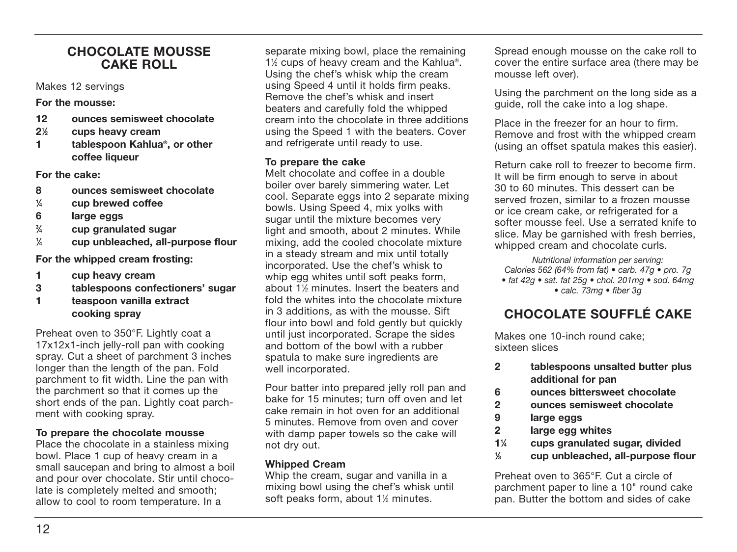## CHOCOLATE MOUSSE CAKE ROLL

Makes 12 servings

**For the mousse:**

- **12 ounces semisweet chocolate**
- **2½ cups heavy cream**
- **1 tablespoon Kahlua®, or other coffee liqueur**

**For the cake:**

- **8 ounces semisweet chocolate**
- **¼ cup brewed coffee**
- **6 large eggs**
- **¾ cup granulated sugar**
- **¼ cup unbleached, all-purpose flour**

**For the whipped cream frosting:**

- **1 cup heavy cream**
- **3 tablespoons confectioners' sugar**
- **1 teaspoon vanilla extract**
- **cooking spray**

Preheat oven to 350°F. Lightly coat a 17x12x1-inch jelly-roll pan with cooking spray. Cut a sheet of parchment 3 inches longer than the length of the pan. Fold parchment to fit width. Line the pan with the parchment so that it comes up the short ends of the pan. Lightly coat parchment with cooking spray.

**To prepare the chocolate mousse**
Place the chocolate in a stainless mixing bowl. Place 1 cup of heavy cream in a small saucepan and bring to almost a boil and pour over chocolate. Stir until chocolate is completely melted and smooth; allow to cool to room temperature. In a separate mixing bowl, place the remaining 1½ cups of heavy cream and the Kahlua®. Using the chef's whisk whip the cream using Speed 4 until it holds firm peaks. Remove the chef's whisk and insert beaters and carefully fold the whipped cream into the chocolate in three additions using the Speed 1 with the beaters. Cover and refrigerate until ready to use.

**To prepare the cake**
Melt chocolate and coffee in a double boiler over barely simmering water. Let cool. Separate eggs into 2 separate mixing bowls. Using Speed 4, mix yolks with sugar until the mixture becomes very light and smooth, about 2 minutes. While mixing, add the cooled chocolate mixture in a steady stream and mix until totally incorporated. Use the chef's whisk to whip egg whites until soft peaks form, about 1½ minutes. Insert the beaters and fold the whites into the chocolate mixture in 3 additions, as with the mousse. Sift flour into bowl and fold gently but quickly until just incorporated. Scrape the sides and bottom of the bowl with a rubber spatula to make sure ingredients are well incorporated.

Pour batter into prepared jelly roll pan and bake for 15 minutes; turn off oven and let cake remain in hot oven for an additional 5 minutes. Remove from oven and cover with damp paper towels so the cake will not dry out.

**Whipped Cream**
Whip the cream, sugar and vanilla in a mixing bowl using the chef's whisk until soft peaks form, about 1½ minutes.

Spread enough mousse on the cake roll to cover the entire surface area (there may be mousse left over).

Using the parchment on the long side as a guide, roll the cake into a log shape.

Place in the freezer for an hour to firm. Remove and frost with the whipped cream (using an offset spatula makes this easier).

Return cake roll to freezer to become firm. It will be firm enough to serve in about 30 to 60 minutes. This dessert can be served frozen, similar to a frozen mousse or ice cream cake, or refrigerated for a softer mousse feel. Use a serrated knife to slice. May be garnished with fresh berries, whipped cream and chocolate curls.

*Nutritional information per serving: Calories 562 (64% from fat) • carb. 47g • pro. 7g • fat 42g • sat. fat 25g • chol. 201mg • sod. 64mg • calc. 73mg • fiber 3g*

## CHOCOLATE SOUFFLÉ CAKE

Makes one 10-inch round cake; sixteen slices

- **2 tablespoons unsalted butter plus additional for pan**
- **6 ounces bittersweet chocolate**
- **2 ounces semisweet chocolate**
- **9 large eggs**
- **2 large egg whites**
- **1¼ cups granulated sugar, divided**
- **⅓ cup unbleached, all-purpose flour**

Preheat oven to 365°F. Cut a circle of parchment paper to line a 10" round cake pan. Butter the bottom and sides of cake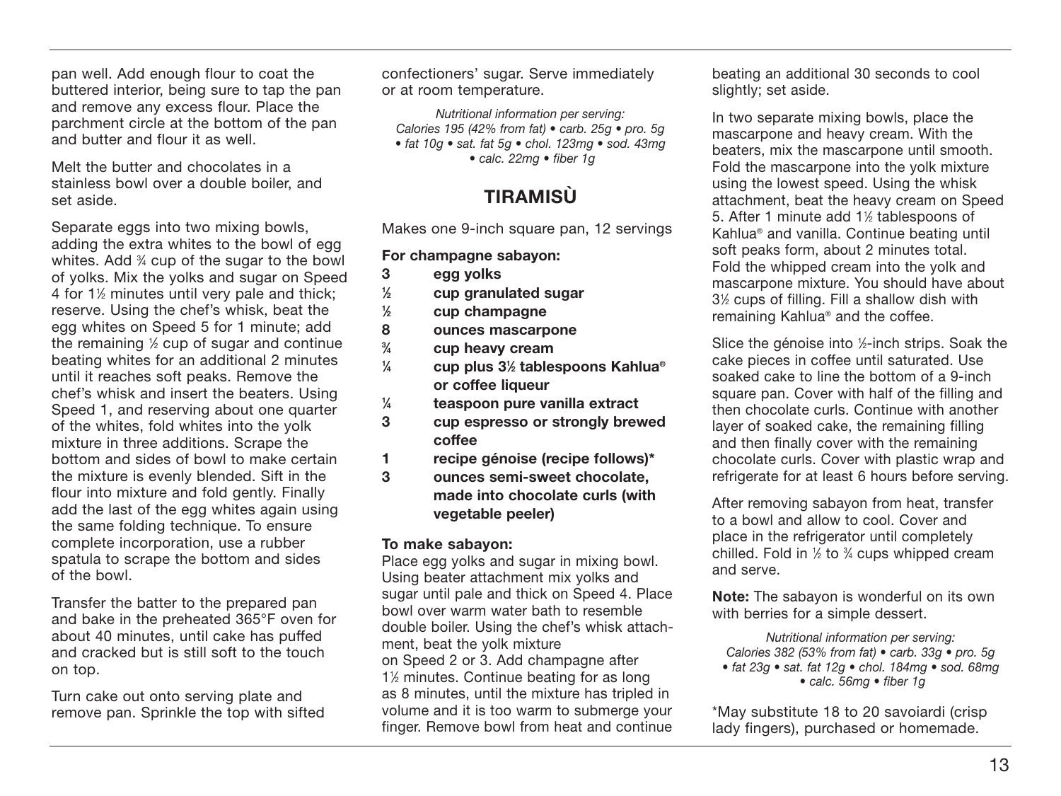pan well. Add enough flour to coat the buttered interior, being sure to tap the pan and remove any excess flour. Place the parchment circle at the bottom of the pan and butter and flour it as well.

Melt the butter and chocolates in a stainless bowl over a double boiler, and set aside.

Separate eggs into two mixing bowls, adding the extra whites to the bowl of egg whites. Add ¾ cup of the sugar to the bowl of yolks. Mix the yolks and sugar on Speed 4 for 1½ minutes until very pale and thick; reserve. Using the chef's whisk, beat the egg whites on Speed 5 for 1 minute; add the remaining ½ cup of sugar and continue beating whites for an additional 2 minutes until it reaches soft peaks. Remove the chef's whisk and insert the beaters. Using Speed 1, and reserving about one quarter of the whites, fold whites into the yolk mixture in three additions. Scrape the bottom and sides of bowl to make certain the mixture is evenly blended. Sift in the flour into mixture and fold gently. Finally add the last of the egg whites again using the same folding technique. To ensure complete incorporation, use a rubber spatula to scrape the bottom and sides of the bowl.

Transfer the batter to the prepared pan and bake in the preheated 365°F oven for about 40 minutes, until cake has puffed and cracked but is still soft to the touch on top.

Turn cake out onto serving plate and remove pan. Sprinkle the top with sifted confectioners' sugar. Serve immediately or at room temperature.

*Nutritional information per serving:*
*Calories 195 (42% from fat) • carb. 25g • pro. 5g • fat 10g • sat. fat 5g • chol. 123mg • sod. 43mg • calc. 22mg • fiber 1g*

## TIRAMISÙ

Makes one 9-inch square pan, 12 servings

**For champagne sabayon:**

- **3 egg yolks**
- **½ cup granulated sugar**
- **½ cup champagne**
- **8 ounces mascarpone**
- **¾ cup heavy cream**
- **¼ cup plus 3½ tablespoons Kahlua® or coffee liqueur**
- **¼ teaspoon pure vanilla extract**
- **3 cup espresso or strongly brewed coffee**
- **1 recipe génoise (recipe follows)\***
- **3 ounces semi-sweet chocolate, made into chocolate curls (with vegetable peeler)**

**To make sabayon:**

Place egg yolks and sugar in mixing bowl. Using beater attachment mix yolks and sugar until pale and thick on Speed 4. Place bowl over warm water bath to resemble double boiler. Using the chef's whisk attachment, beat the yolk mixture on Speed 2 or 3. Add champagne after 1½ minutes. Continue beating for as long as 8 minutes, until the mixture has tripled in volume and it is too warm to submerge your finger. Remove bowl from heat and continue beating an additional 30 seconds to cool slightly; set aside.

In two separate mixing bowls, place the mascarpone and heavy cream. With the beaters, mix the mascarpone until smooth. Fold the mascarpone into the yolk mixture using the lowest speed. Using the whisk attachment, beat the heavy cream on Speed 5. After 1 minute add 1½ tablespoons of Kahlua® and vanilla. Continue beating until soft peaks form, about 2 minutes total. Fold the whipped cream into the yolk and mascarpone mixture. You should have about 3½ cups of filling. Fill a shallow dish with remaining Kahlua® and the coffee.

Slice the génoise into ½-inch strips. Soak the cake pieces in coffee until saturated. Use soaked cake to line the bottom of a 9-inch square pan. Cover with half of the filling and then chocolate curls. Continue with another layer of soaked cake, the remaining filling and then finally cover with the remaining chocolate curls. Cover with plastic wrap and refrigerate for at least 6 hours before serving.

After removing sabayon from heat, transfer to a bowl and allow to cool. Cover and place in the refrigerator until completely chilled. Fold in ½ to ¾ cups whipped cream and serve.

**Note:** The sabayon is wonderful on its own with berries for a simple dessert.

*Nutritional information per serving:*
*Calories 382 (53% from fat) • carb. 33g • pro. 5g • fat 23g • sat. fat 12g • chol. 184mg • sod. 68mg • calc. 56mg • fiber 1g*

\*May substitute 18 to 20 savoiardi (crisp lady fingers), purchased or homemade.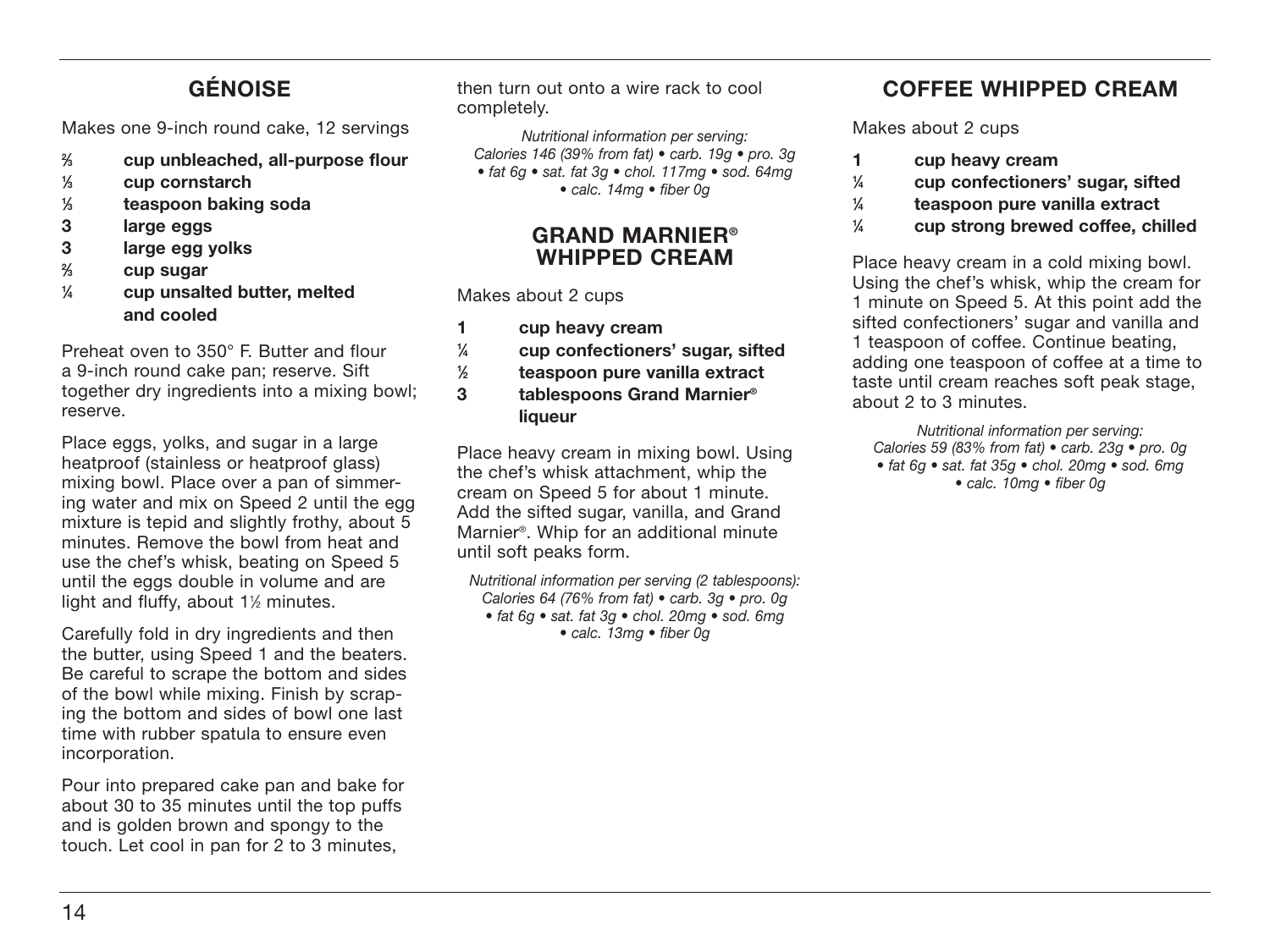## GÉNOISE

Makes one 9-inch round cake, 12 servings

- **⅔ cup unbleached, all-purpose flour**
- **⅓ cup cornstarch**
- **⅛ teaspoon baking soda**
- **3 large eggs**
- **3 large egg yolks**
- **⅔ cup sugar**
- **¼ cup unsalted butter, melted and cooled**

Preheat oven to 350° F. Butter and flour a 9-inch round cake pan; reserve. Sift together dry ingredients into a mixing bowl; reserve.

Place eggs, yolks, and sugar in a large heatproof (stainless or heatproof glass) mixing bowl. Place over a pan of simmering water and mix on Speed 2 until the egg mixture is tepid and slightly frothy, about 5 minutes. Remove the bowl from heat and use the chef's whisk, beating on Speed 5 until the eggs double in volume and are light and fluffy, about 1½ minutes.

Carefully fold in dry ingredients and then the butter, using Speed 1 and the beaters. Be careful to scrape the bottom and sides of the bowl while mixing. Finish by scraping the bottom and sides of bowl one last time with rubber spatula to ensure even incorporation.

Pour into prepared cake pan and bake for about 30 to 35 minutes until the top puffs and is golden brown and spongy to the touch. Let cool in pan for 2 to 3 minutes, then turn out onto a wire rack to cool completely.

*Nutritional information per serving: Calories 146 (39% from fat) • carb. 19g • pro. 3g • fat 6g • sat. fat 3g • chol. 117mg • sod. 64mg • calc. 14mg • fiber 0g*

## GRAND MARNIER® WHIPPED CREAM

Makes about 2 cups

- **1 cup heavy cream**
- **¼ cup confectioners' sugar, sifted**
- **½ teaspoon pure vanilla extract**
- **3 tablespoons Grand Marnier® liqueur**

Place heavy cream in mixing bowl. Using the chef's whisk attachment, whip the cream on Speed 5 for about 1 minute. Add the sifted sugar, vanilla, and Grand Marnier®. Whip for an additional minute until soft peaks form.

*Nutritional information per serving (2 tablespoons): Calories 64 (76% from fat) • carb. 3g • pro. 0g • fat 6g • sat. fat 3g • chol. 20mg • sod. 6mg • calc. 13mg • fiber 0g*

## COFFEE WHIPPED CREAM

Makes about 2 cups

- **1 cup heavy cream**
- **¼ cup confectioners' sugar, sifted**
- **¼ teaspoon pure vanilla extract**
- **¼ cup strong brewed coffee, chilled**

Place heavy cream in a cold mixing bowl. Using the chef's whisk, whip the cream for 1 minute on Speed 5. At this point add the sifted confectioners' sugar and vanilla and 1 teaspoon of coffee. Continue beating, adding one teaspoon of coffee at a time to taste until cream reaches soft peak stage, about 2 to 3 minutes.

*Nutritional information per serving: Calories 59 (83% from fat) • carb. 23g • pro. 0g • fat 6g • sat. fat 35g • chol. 20mg • sod. 6mg • calc. 10mg • fiber 0g*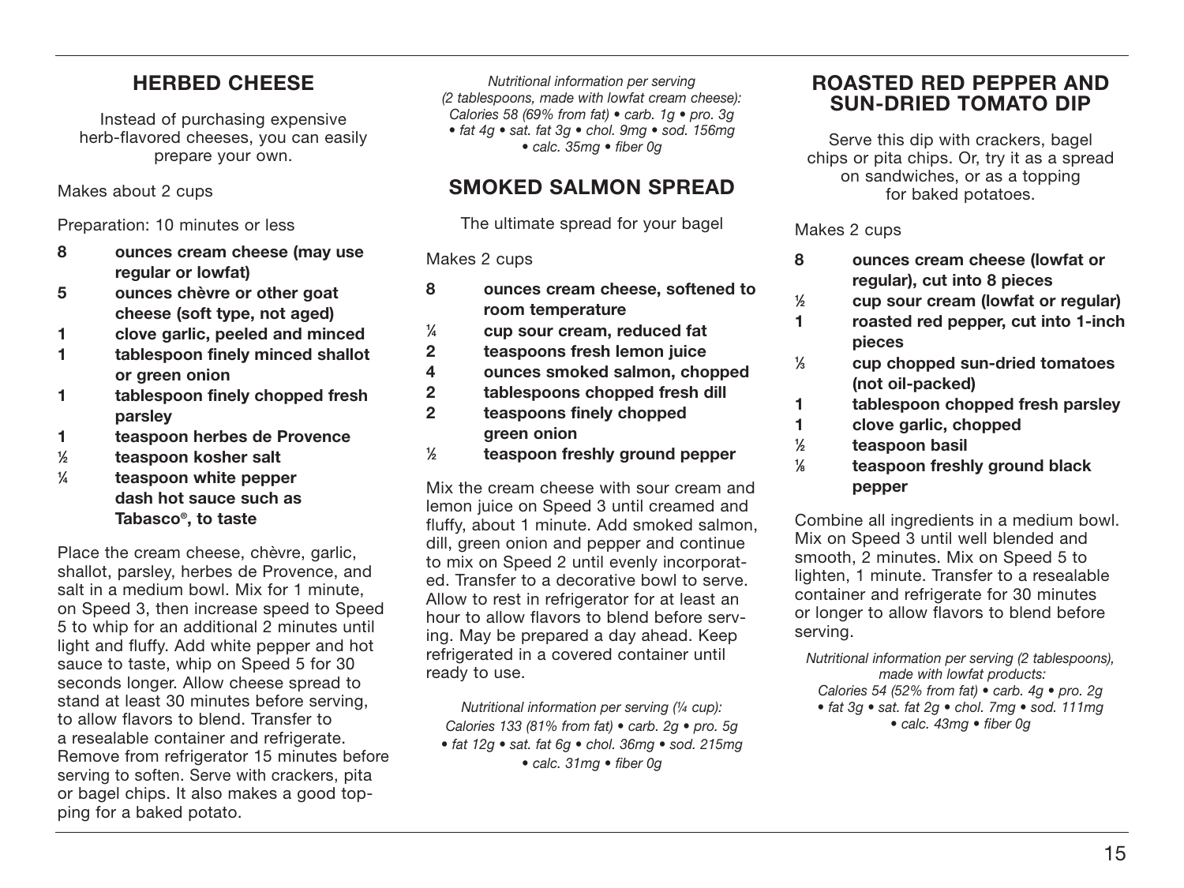## HERBED CHEESE

Instead of purchasing expensive herb-flavored cheeses, you can easily prepare your own.

Makes about 2 cups

Preparation: 10 minutes or less

- **8 ounces cream cheese (may use regular or lowfat)**
- **5 ounces chèvre or other goat cheese (soft type, not aged)**
- **1 clove garlic, peeled and minced**
- **1 tablespoon finely minced shallot or green onion**
- **1 tablespoon finely chopped fresh parsley**
- **1 teaspoon herbes de Provence**
- **½ teaspoon kosher salt**
- **¼ teaspoon white pepper**
- **dash hot sauce such as Tabasco®, to taste**

Place the cream cheese, chèvre, garlic, shallot, parsley, herbes de Provence, and salt in a medium bowl. Mix for 1 minute, on Speed 3, then increase speed to Speed 5 to whip for an additional 2 minutes until light and fluffy. Add white pepper and hot sauce to taste, whip on Speed 5 for 30 seconds longer. Allow cheese spread to stand at least 30 minutes before serving, to allow flavors to blend. Transfer to a resealable container and refrigerate. Remove from refrigerator 15 minutes before serving to soften. Serve with crackers, pita or bagel chips. It also makes a good topping for a baked potato.

*Nutritional information per serving (2 tablespoons, made with lowfat cream cheese): Calories 58 (69% from fat) • carb. 1g • pro. 3g • fat 4g • sat. fat 3g • chol. 9mg • sod. 156mg • calc. 35mg • fiber 0g*

## SMOKED SALMON SPREAD

The ultimate spread for your bagel

Makes 2 cups

- **8 ounces cream cheese, softened to room temperature**
- **¼ cup sour cream, reduced fat**
- **2 teaspoons fresh lemon juice**
- **4 ounces smoked salmon, chopped**
- **2 tablespoons chopped fresh dill**
- **2 teaspoons finely chopped green onion**
- **½ teaspoon freshly ground pepper**

Mix the cream cheese with sour cream and lemon juice on Speed 3 until creamed and fluffy, about 1 minute. Add smoked salmon, dill, green onion and pepper and continue to mix on Speed 2 until evenly incorporated. Transfer to a decorative bowl to serve. Allow to rest in refrigerator for at least an hour to allow flavors to blend before serving. May be prepared a day ahead. Keep refrigerated in a covered container until ready to use.

*Nutritional information per serving (¼ cup): Calories 133 (81% from fat) • carb. 2g • pro. 5g • fat 12g • sat. fat 6g • chol. 36mg • sod. 215mg • calc. 31mg • fiber 0g*

## ROASTED RED PEPPER AND SUN-DRIED TOMATO DIP

Serve this dip with crackers, bagel chips or pita chips. Or, try it as a spread on sandwiches, or as a topping for baked potatoes.

Makes 2 cups

- **8 ounces cream cheese (lowfat or regular), cut into 8 pieces**
- **½ cup sour cream (lowfat or regular)**
- **1 roasted red pepper, cut into 1-inch pieces**
- **⅓ cup chopped sun-dried tomatoes (not oil-packed)**
- **1 tablespoon chopped fresh parsley**
- **1 clove garlic, chopped**
- **½ teaspoon basil**
- **⅛ teaspoon freshly ground black pepper**

Combine all ingredients in a medium bowl. Mix on Speed 3 until well blended and smooth, 2 minutes. Mix on Speed 5 to lighten, 1 minute. Transfer to a resealable container and refrigerate for 30 minutes or longer to allow flavors to blend before serving.

*Nutritional information per serving (2 tablespoons), made with lowfat products: Calories 54 (52% from fat) • carb. 4g • pro. 2g • fat 3g • sat. fat 2g • chol. 7mg • sod. 111mg • calc. 43mg • fiber 0g*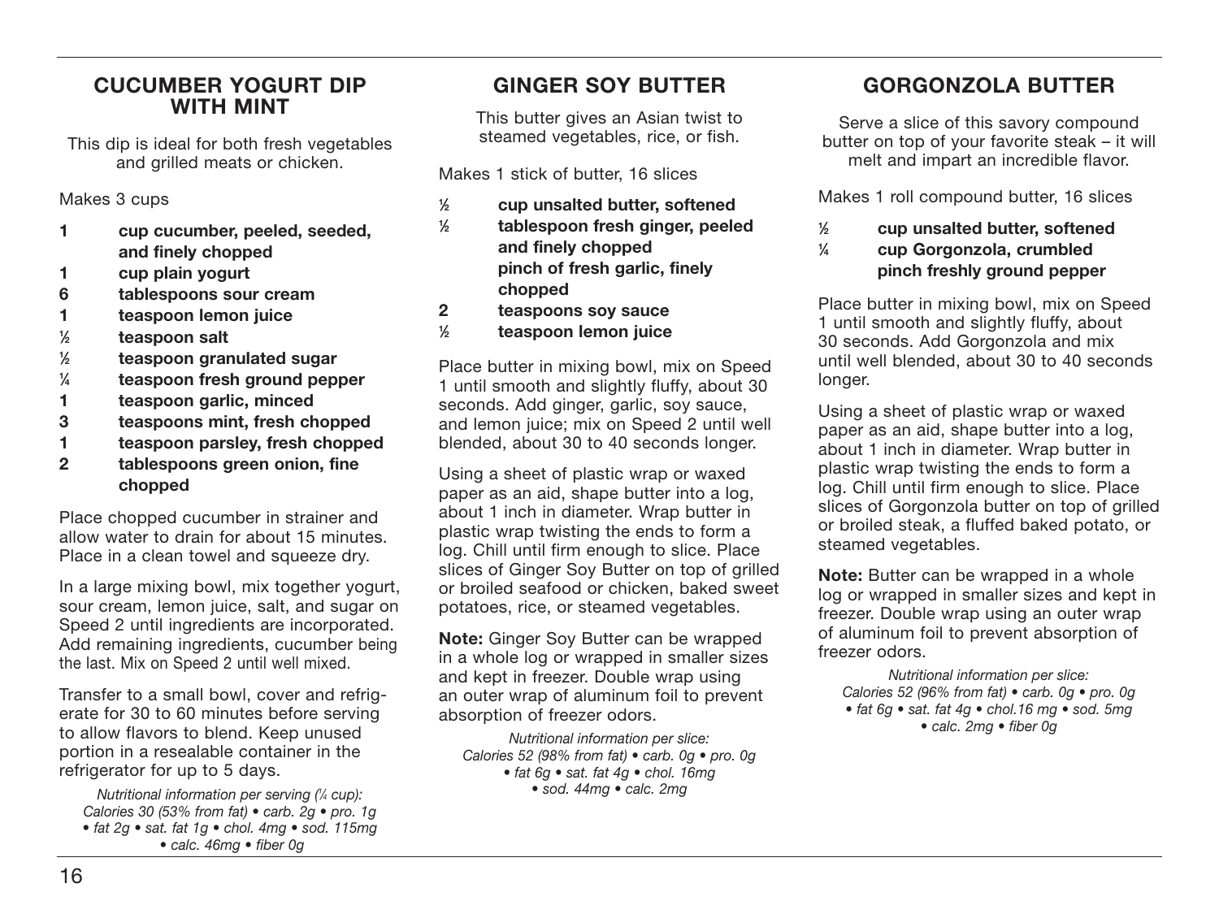## CUCUMBER YOGURT DIP WITH MINT

This dip is ideal for both fresh vegetables and grilled meats or chicken.

Makes 3 cups

- **1 cup cucumber, peeled, seeded, and finely chopped**
- **1 cup plain yogurt**
- **6 tablespoons sour cream**
- **1 teaspoon lemon juice**
- **½ teaspoon salt**
- **½ teaspoon granulated sugar**
- **¼ teaspoon fresh ground pepper**
- **1 teaspoon garlic, minced**
- **3 teaspoons mint, fresh chopped**
- **1 teaspoon parsley, fresh chopped**
- **2 tablespoons green onion, fine chopped**

Place chopped cucumber in strainer and allow water to drain for about 15 minutes. Place in a clean towel and squeeze dry.

In a large mixing bowl, mix together yogurt, sour cream, lemon juice, salt, and sugar on Speed 2 until ingredients are incorporated. Add remaining ingredients, cucumber being the last. Mix on Speed 2 until well mixed.

Transfer to a small bowl, cover and refrigerate for 30 to 60 minutes before serving to allow flavors to blend. Keep unused portion in a resealable container in the refrigerator for up to 5 days.

*Nutritional information per serving (¼ cup): Calories 30 (53% from fat) • carb. 2g • pro. 1g • fat 2g • sat. fat 1g • chol. 4mg • sod. 115mg • calc. 46mg • fiber 0g*

## GINGER SOY BUTTER

This butter gives an Asian twist to steamed vegetables, rice, or fish.

Makes 1 stick of butter, 16 slices

- **½ cup unsalted butter, softened**
- **½ tablespoon fresh ginger, peeled and finely chopped**
- **pinch of fresh garlic, finely chopped**
- **2 teaspoons soy sauce**
- **½ teaspoon lemon juice**

Place butter in mixing bowl, mix on Speed 1 until smooth and slightly fluffy, about 30 seconds. Add ginger, garlic, soy sauce, and lemon juice; mix on Speed 2 until well blended, about 30 to 40 seconds longer.

Using a sheet of plastic wrap or waxed paper as an aid, shape butter into a log, about 1 inch in diameter. Wrap butter in plastic wrap twisting the ends to form a log. Chill until firm enough to slice. Place slices of Ginger Soy Butter on top of grilled or broiled seafood or chicken, baked sweet potatoes, rice, or steamed vegetables.

**Note:** Ginger Soy Butter can be wrapped in a whole log or wrapped in smaller sizes and kept in freezer. Double wrap using an outer wrap of aluminum foil to prevent absorption of freezer odors.

*Nutritional information per slice: Calories 52 (98% from fat) • carb. 0g • pro. 0g • fat 6g • sat. fat 4g • chol. 16mg • sod. 44mg • calc. 2mg*

## GORGONZOLA BUTTER

Serve a slice of this savory compound butter on top of your favorite steak – it will melt and impart an incredible flavor.

Makes 1 roll compound butter, 16 slices

- **½ cup unsalted butter, softened**
- **¼ cup Gorgonzola, crumbled**
- **pinch freshly ground pepper**

Place butter in mixing bowl, mix on Speed 1 until smooth and slightly fluffy, about 30 seconds. Add Gorgonzola and mix until well blended, about 30 to 40 seconds longer.

Using a sheet of plastic wrap or waxed paper as an aid, shape butter into a log, about 1 inch in diameter. Wrap butter in plastic wrap twisting the ends to form a log. Chill until firm enough to slice. Place slices of Gorgonzola butter on top of grilled or broiled steak, a fluffed baked potato, or steamed vegetables.

**Note:** Butter can be wrapped in a whole log or wrapped in smaller sizes and kept in freezer. Double wrap using an outer wrap of aluminum foil to prevent absorption of freezer odors.

*Nutritional information per slice: Calories 52 (96% from fat) • carb. 0g • pro. 0g • fat 6g • sat. fat 4g • chol.16 mg • sod. 5mg • calc. 2mg • fiber 0g*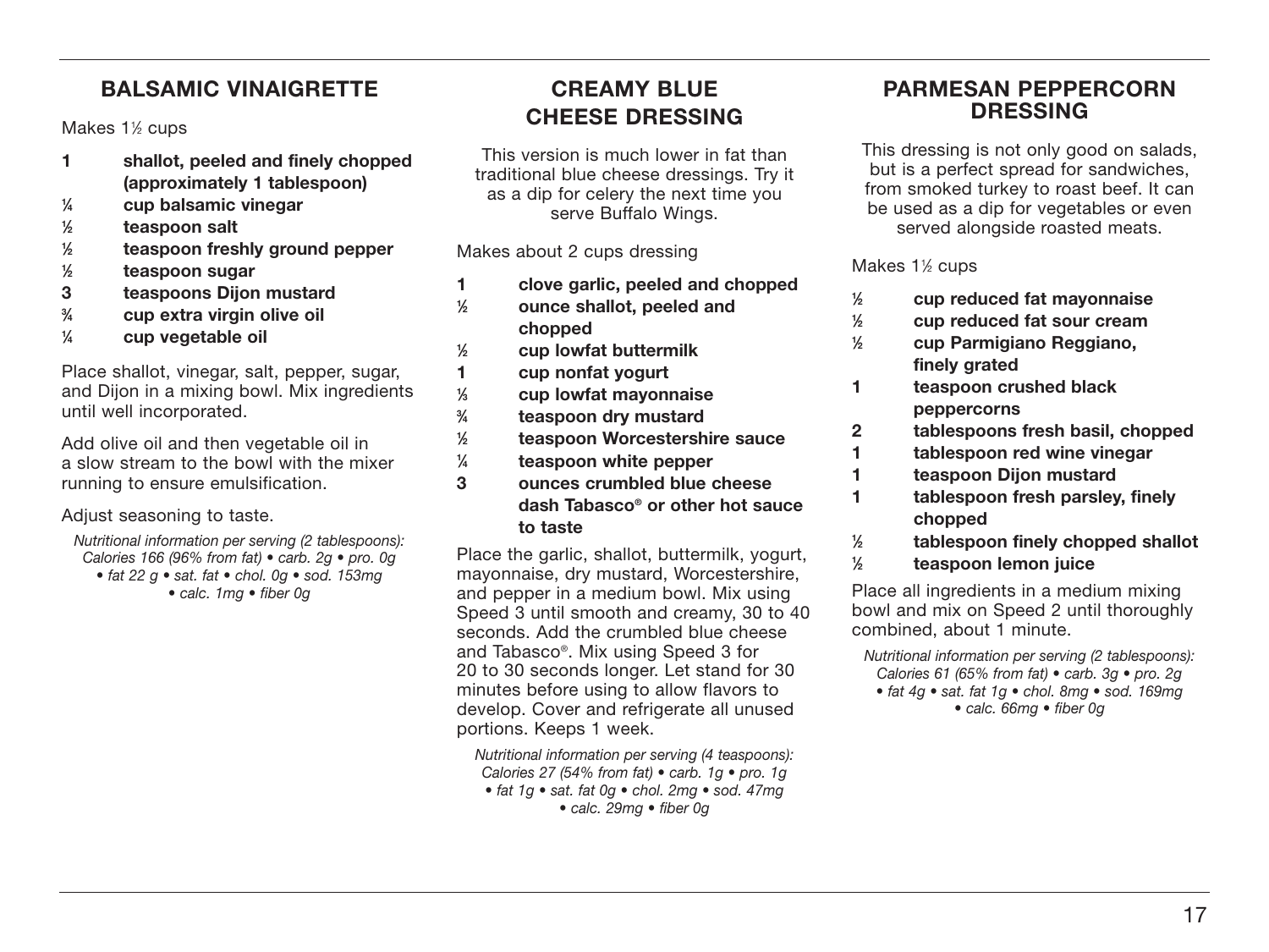## BALSAMIC VINAIGRETTE

Makes 1½ cups

- **1** **shallot, peeled and finely chopped (approximately 1 tablespoon)**
- **¼** **cup balsamic vinegar**
- **½** **teaspoon salt**
- **½** **teaspoon freshly ground pepper**
- **½** **teaspoon sugar**
- **3** **teaspoons Dijon mustard**
- **¾** **cup extra virgin olive oil**
- **¼** **cup vegetable oil**

Place shallot, vinegar, salt, pepper, sugar, and Dijon in a mixing bowl. Mix ingredients until well incorporated.

Add olive oil and then vegetable oil in a slow stream to the bowl with the mixer running to ensure emulsification.

Adjust seasoning to taste.

*Nutritional information per serving (2 tablespoons): Calories 166 (96% from fat) • carb. 2g • pro. 0g • fat 22 g • sat. fat • chol. 0g • sod. 153mg • calc. 1mg • fiber 0g*

## CREAMY BLUE CHEESE DRESSING

This version is much lower in fat than traditional blue cheese dressings. Try it as a dip for celery the next time you serve Buffalo Wings.

Makes about 2 cups dressing

- **1** **clove garlic, peeled and chopped**
- **½** **ounce shallot, peeled and chopped**
- **½** **cup lowfat buttermilk**
- **1** **cup nonfat yogurt**
- **⅓** **cup lowfat mayonnaise**
- **¾** **teaspoon dry mustard**
- **½** **teaspoon Worcestershire sauce**
- **¼** **teaspoon white pepper**
- **3** **ounces crumbled blue cheese**
- **dash Tabasco® or other hot sauce to taste**

Place the garlic, shallot, buttermilk, yogurt, mayonnaise, dry mustard, Worcestershire, and pepper in a medium bowl. Mix using Speed 3 until smooth and creamy, 30 to 40 seconds. Add the crumbled blue cheese and Tabasco®. Mix using Speed 3 for 20 to 30 seconds longer. Let stand for 30 minutes before using to allow flavors to develop. Cover and refrigerate all unused portions. Keeps 1 week.

*Nutritional information per serving (4 teaspoons): Calories 27 (54% from fat) • carb. 1g • pro. 1g • fat 1g • sat. fat 0g • chol. 2mg • sod. 47mg • calc. 29mg • fiber 0g*

## PARMESAN PEPPERCORN DRESSING

This dressing is not only good on salads, but is a perfect spread for sandwiches, from smoked turkey to roast beef. It can be used as a dip for vegetables or even served alongside roasted meats.

Makes 1½ cups

- **½** **cup reduced fat mayonnaise**
- **½** **cup reduced fat sour cream**
- **½** **cup Parmigiano Reggiano, finely grated**
- **1** **teaspoon crushed black peppercorns**
- **2** **tablespoons fresh basil, chopped**
- **1** **tablespoon red wine vinegar**
- **1** **teaspoon Dijon mustard**
- **1** **tablespoon fresh parsley, finely chopped**
- **½** **tablespoon finely chopped shallot**
- **½** **teaspoon lemon juice**

Place all ingredients in a medium mixing bowl and mix on Speed 2 until thoroughly combined, about 1 minute.

*Nutritional information per serving (2 tablespoons): Calories 61 (65% from fat) • carb. 3g • pro. 2g • fat 4g • sat. fat 1g • chol. 8mg • sod. 169mg • calc. 66mg • fiber 0g*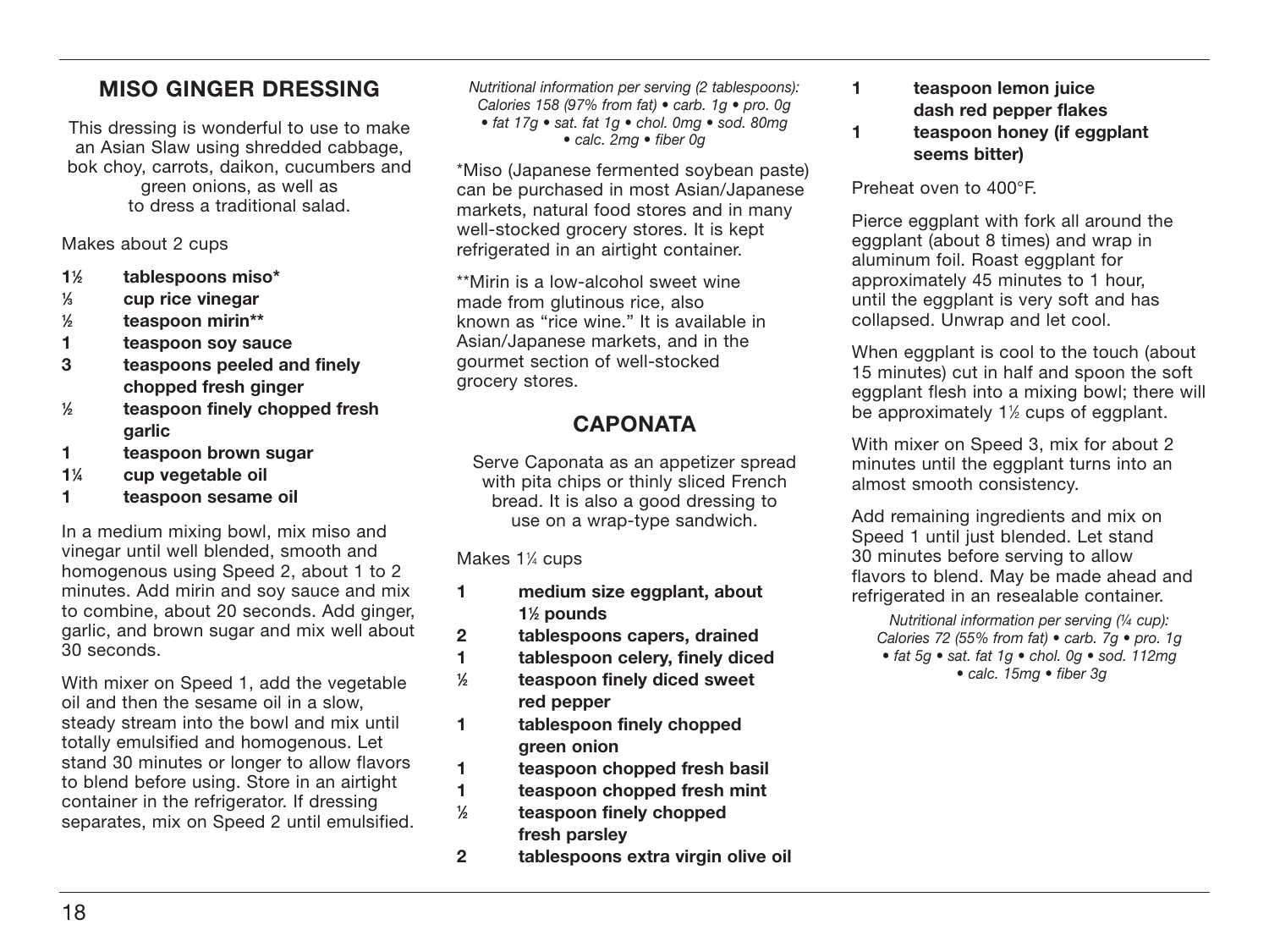## MISO GINGER DRESSING

This dressing is wonderful to use to make an Asian Slaw using shredded cabbage, bok choy, carrots, daikon, cucumbers and green onions, as well as to dress a traditional salad.

Makes about 2 cups

- **1½ tablespoons miso***
- **⅓ cup rice vinegar**
- **½ teaspoon mirin****
- **1 teaspoon soy sauce**
- **3 teaspoons peeled and finely chopped fresh ginger**
- **½ teaspoon finely chopped fresh garlic**
- **1 teaspoon brown sugar**
- **1¼ cup vegetable oil**
- **1 teaspoon sesame oil**

In a medium mixing bowl, mix miso and vinegar until well blended, smooth and homogenous using Speed 2, about 1 to 2 minutes. Add mirin and soy sauce and mix to combine, about 20 seconds. Add ginger, garlic, and brown sugar and mix well about 30 seconds.

With mixer on Speed 1, add the vegetable oil and then the sesame oil in a slow, steady stream into the bowl and mix until totally emulsified and homogenous. Let stand 30 minutes or longer to allow flavors to blend before using. Store in an airtight container in the refrigerator. If dressing separates, mix on Speed 2 until emulsified.

*Nutritional information per serving (2 tablespoons): Calories 158 (97% from fat) • carb. 1g • pro. 0g • fat 17g • sat. fat 1g • chol. 0mg • sod. 80mg • calc. 2mg • fiber 0g*

*Miso (Japanese fermented soybean paste) can be purchased in most Asian/Japanese markets, natural food stores and in many well-stocked grocery stores. It is kept refrigerated in an airtight container.

**Mirin is a low-alcohol sweet wine made from glutinous rice, also known as "rice wine." It is available in Asian/Japanese markets, and in the gourmet section of well-stocked grocery stores.

## CAPONATA

Serve Caponata as an appetizer spread with pita chips or thinly sliced French bread. It is also a good dressing to use on a wrap-type sandwich.

Makes 1¼ cups

- **1 medium size eggplant, about 1½ pounds**
- **2 tablespoons capers, drained**
- **1 tablespoon celery, finely diced**
- **½ teaspoon finely diced sweet red pepper**
- **1 tablespoon finely chopped green onion**
- **1 teaspoon chopped fresh basil**
- **1 teaspoon chopped fresh mint**
- **½ teaspoon finely chopped fresh parsley**
- **2 tablespoons extra virgin olive oil**
- **1 teaspoon lemon juice**
- **dash red pepper flakes**
- **1 teaspoon honey (if eggplant seems bitter)**

Preheat oven to 400°F.

Pierce eggplant with fork all around the eggplant (about 8 times) and wrap in aluminum foil. Roast eggplant for approximately 45 minutes to 1 hour, until the eggplant is very soft and has collapsed. Unwrap and let cool.

When eggplant is cool to the touch (about 15 minutes) cut in half and spoon the soft eggplant flesh into a mixing bowl; there will be approximately 1½ cups of eggplant.

With mixer on Speed 3, mix for about 2 minutes until the eggplant turns into an almost smooth consistency.

Add remaining ingredients and mix on Speed 1 until just blended. Let stand 30 minutes before serving to allow flavors to blend. May be made ahead and refrigerated in an resealable container.

*Nutritional information per serving (¼ cup): Calories 72 (55% from fat) • carb. 7g • pro. 1g • fat 5g • sat. fat 1g • chol. 0g • sod. 112mg • calc. 15mg • fiber 3g*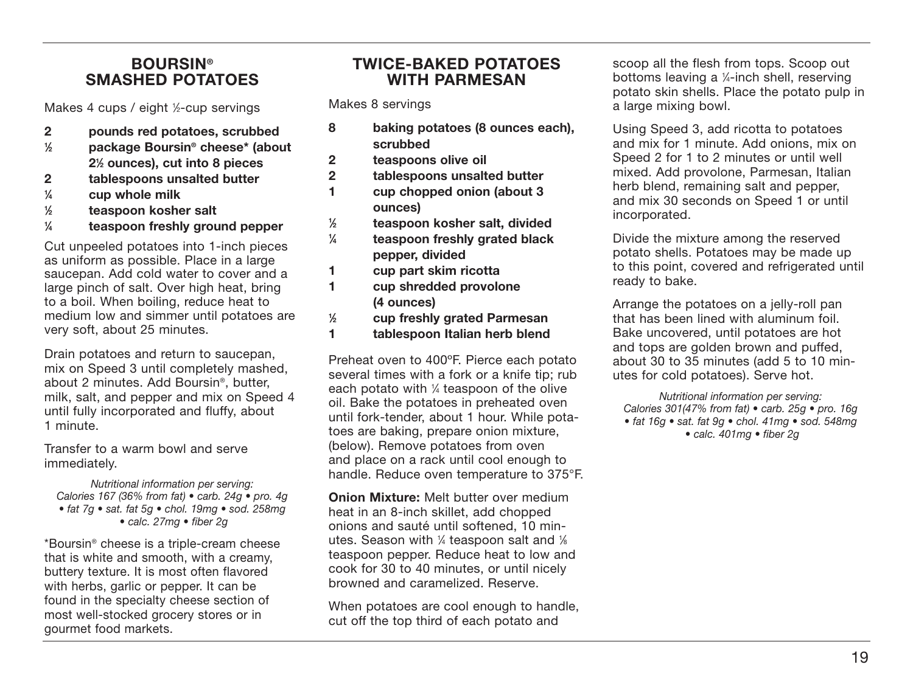## BOURSIN® SMASHED POTATOES

Makes 4 cups / eight ½-cup servings

- **2 pounds red potatoes, scrubbed**
- **½ package Boursin® cheese* (about 2½ ounces), cut into 8 pieces**
- **2 tablespoons unsalted butter**
- **¼ cup whole milk**
- **½ teaspoon kosher salt**
- **¼ teaspoon freshly ground pepper**

Cut unpeeled potatoes into 1-inch pieces as uniform as possible. Place in a large saucepan. Add cold water to cover and a large pinch of salt. Over high heat, bring to a boil. When boiling, reduce heat to medium low and simmer until potatoes are very soft, about 25 minutes.

Drain potatoes and return to saucepan, mix on Speed 3 until completely mashed, about 2 minutes. Add Boursin®, butter, milk, salt, and pepper and mix on Speed 4 until fully incorporated and fluffy, about 1 minute.

Transfer to a warm bowl and serve immediately.

*Nutritional information per serving: Calories 167 (36% from fat) • carb. 24g • pro. 4g • fat 7g • sat. fat 5g • chol. 19mg • sod. 258mg • calc. 27mg • fiber 2g*

*Boursin® cheese is a triple-cream cheese that is white and smooth, with a creamy, buttery texture. It is most often flavored with herbs, garlic or pepper. It can be found in the specialty cheese section of most well-stocked grocery stores or in gourmet food markets.

## TWICE-BAKED POTATOES WITH PARMESAN

Makes 8 servings

- **8 baking potatoes (8 ounces each), scrubbed**
- **2 teaspoons olive oil**
- **2 tablespoons unsalted butter**
- **1 cup chopped onion (about 3 ounces)**
- **½ teaspoon kosher salt, divided**
- **¼ teaspoon freshly grated black pepper, divided**
- **1 cup part skim ricotta**
- **1 cup shredded provolone (4 ounces)**
- **½ cup freshly grated Parmesan**
- **1 tablespoon Italian herb blend**

Preheat oven to 400ºF. Pierce each potato several times with a fork or a knife tip; rub each potato with ¼ teaspoon of the olive oil. Bake the potatoes in preheated oven until fork-tender, about 1 hour. While potatoes are baking, prepare onion mixture, (below). Remove potatoes from oven and place on a rack until cool enough to handle. Reduce oven temperature to 375°F.

**Onion Mixture:** Melt butter over medium heat in an 8-inch skillet, add chopped onions and sauté until softened, 10 minutes. Season with ¼ teaspoon salt and ⅛ teaspoon pepper. Reduce heat to low and cook for 30 to 40 minutes, or until nicely browned and caramelized. Reserve.

When potatoes are cool enough to handle, cut off the top third of each potato and scoop all the flesh from tops. Scoop out bottoms leaving a ¼-inch shell, reserving potato skin shells. Place the potato pulp in a large mixing bowl.

Using Speed 3, add ricotta to potatoes and mix for 1 minute. Add onions, mix on Speed 2 for 1 to 2 minutes or until well mixed. Add provolone, Parmesan, Italian herb blend, remaining salt and pepper, and mix 30 seconds on Speed 1 or until incorporated.

Divide the mixture among the reserved potato shells. Potatoes may be made up to this point, covered and refrigerated until ready to bake.

Arrange the potatoes on a jelly-roll pan that has been lined with aluminum foil. Bake uncovered, until potatoes are hot and tops are golden brown and puffed, about 30 to 35 minutes (add 5 to 10 minutes for cold potatoes). Serve hot.

*Nutritional information per serving: Calories 301(47% from fat) • carb. 25g • pro. 16g • fat 16g • sat. fat 9g • chol. 41mg • sod. 548mg • calc. 401mg • fiber 2g*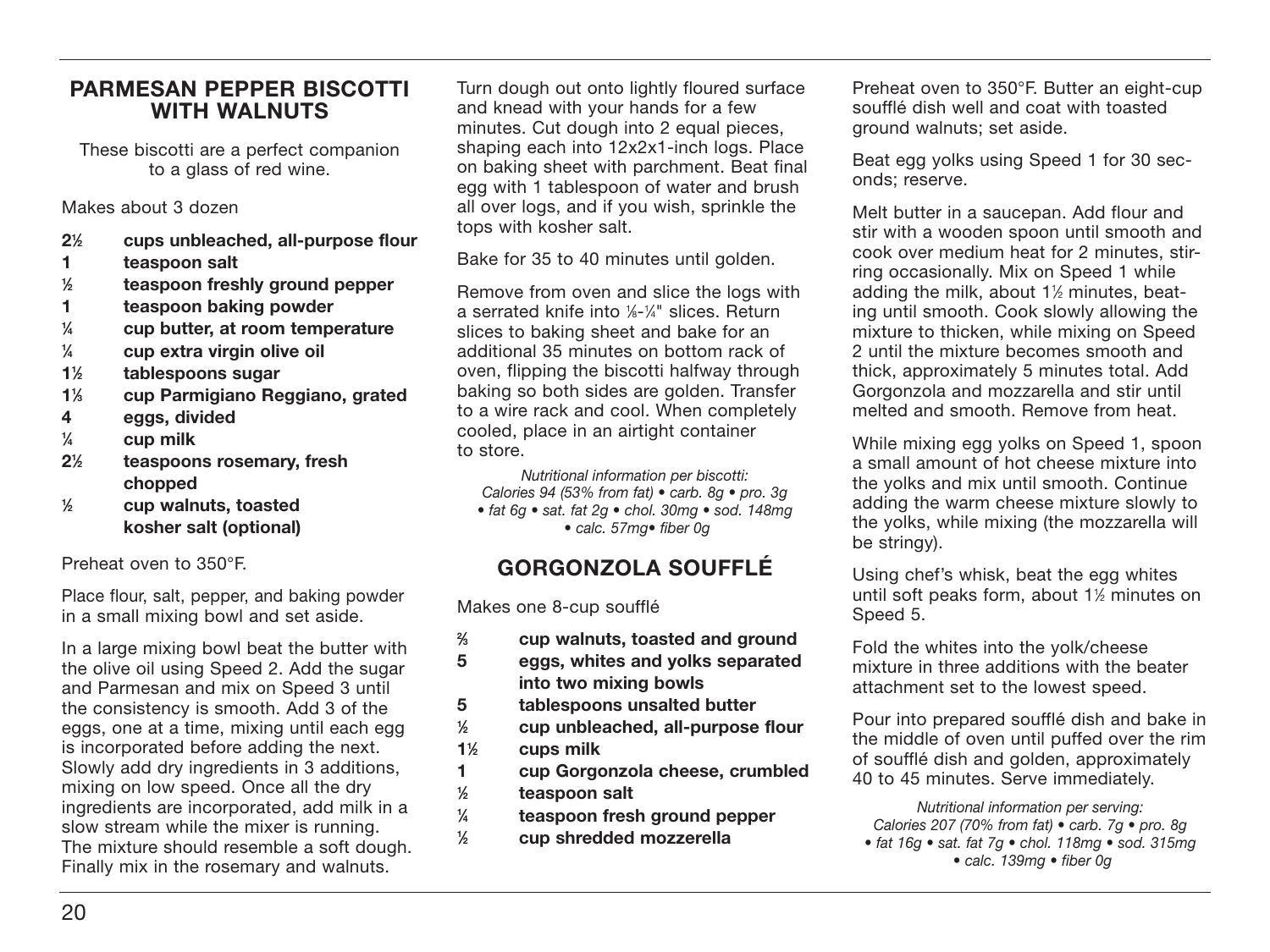## PARMESAN PEPPER BISCOTTI WITH WALNUTS

These biscotti are a perfect companion to a glass of red wine.

Makes about 3 dozen

- **2½ cups unbleached, all-purpose flour**
- **1 teaspoon salt**
- **½ teaspoon freshly ground pepper**
- **1 teaspoon baking powder**
- **¼ cup butter, at room temperature**
- **¼ cup extra virgin olive oil**
- **1½ tablespoons sugar**
- **1⅓ cup Parmigiano Reggiano, grated**
- **4 eggs, divided**
- **¼ cup milk**
- **2½ teaspoons rosemary, fresh chopped**
- **½ cup walnuts, toasted**
- **kosher salt (optional)**

Preheat oven to 350°F.

Place flour, salt, pepper, and baking powder in a small mixing bowl and set aside.

In a large mixing bowl beat the butter with the olive oil using Speed 2. Add the sugar and Parmesan and mix on Speed 3 until the consistency is smooth. Add 3 of the eggs, one at a time, mixing until each egg is incorporated before adding the next. Slowly add dry ingredients in 3 additions, mixing on low speed. Once all the dry ingredients are incorporated, add milk in a slow stream while the mixer is running. The mixture should resemble a soft dough. Finally mix in the rosemary and walnuts.

Turn dough out onto lightly floured surface and knead with your hands for a few minutes. Cut dough into 2 equal pieces, shaping each into 12x2x1-inch logs. Place on baking sheet with parchment. Beat final egg with 1 tablespoon of water and brush all over logs, and if you wish, sprinkle the tops with kosher salt.

Bake for 35 to 40 minutes until golden.

Remove from oven and slice the logs with a serrated knife into ⅛-¼" slices. Return slices to baking sheet and bake for an additional 35 minutes on bottom rack of oven, flipping the biscotti halfway through baking so both sides are golden. Transfer to a wire rack and cool. When completely cooled, place in an airtight container to store.

*Nutritional information per biscotti: Calories 94 (53% from fat) • carb. 8g • pro. 3g • fat 6g • sat. fat 2g • chol. 30mg • sod. 148mg • calc. 57mg• fiber 0g*

## GORGONZOLA SOUFFLÉ

Makes one 8-cup soufflé

- **⅔ cup walnuts, toasted and ground**
- **5 eggs, whites and yolks separated into two mixing bowls**
- **5 tablespoons unsalted butter**
- **½ cup unbleached, all-purpose flour**
- **1½ cups milk**
- **1 cup Gorgonzola cheese, crumbled**
- **½ teaspoon salt**
- **¼ teaspoon fresh ground pepper**
- **½ cup shredded mozzerella**

Preheat oven to 350°F. Butter an eight-cup soufflé dish well and coat with toasted ground walnuts; set aside.

Beat egg yolks using Speed 1 for 30 seconds; reserve.

Melt butter in a saucepan. Add flour and stir with a wooden spoon until smooth and cook over medium heat for 2 minutes, stirring occasionally. Mix on Speed 1 while adding the milk, about 1½ minutes, beating until smooth. Cook slowly allowing the mixture to thicken, while mixing on Speed 2 until the mixture becomes smooth and thick, approximately 5 minutes total. Add Gorgonzola and mozzarella and stir until melted and smooth. Remove from heat.

While mixing egg yolks on Speed 1, spoon a small amount of hot cheese mixture into the yolks and mix until smooth. Continue adding the warm cheese mixture slowly to the yolks, while mixing (the mozzarella will be stringy).

Using chef's whisk, beat the egg whites until soft peaks form, about 1½ minutes on Speed 5.

Fold the whites into the yolk/cheese mixture in three additions with the beater attachment set to the lowest speed.

Pour into prepared soufflé dish and bake in the middle of oven until puffed over the rim of soufflé dish and golden, approximately 40 to 45 minutes. Serve immediately.

*Nutritional information per serving: Calories 207 (70% from fat) • carb. 7g • pro. 8g • fat 16g • sat. fat 7g • chol. 118mg • sod. 315mg • calc. 139mg • fiber 0g*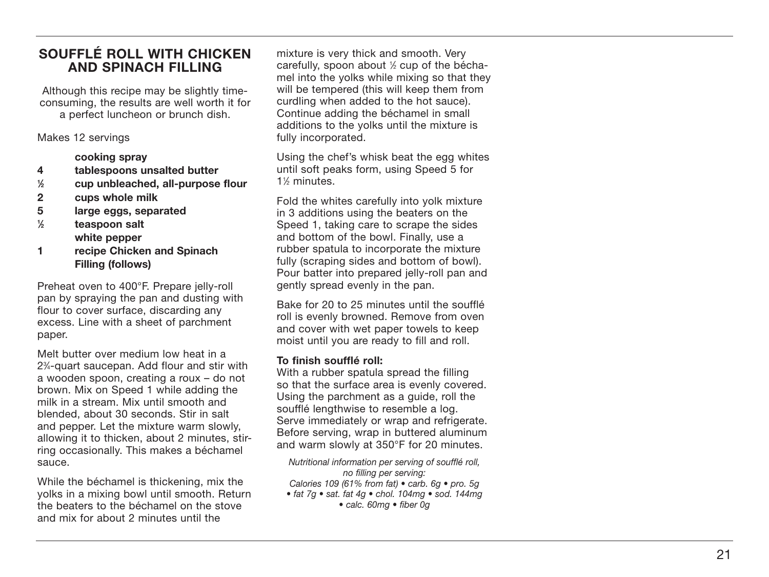## SOUFFLÉ ROLL WITH CHICKEN AND SPINACH FILLING

Although this recipe may be slightly time-consuming, the results are well worth it for a perfect luncheon or brunch dish.

Makes 12 servings

|  |  |
|---|---|
|  | **cooking spray** |
| **4** | **tablespoons unsalted butter** |
| **½** | **cup unbleached, all-purpose flour** |
| **2** | **cups whole milk** |
| **5** | **large eggs, separated** |
| **½** | **teaspoon salt** |
|  | **white pepper** |
| **1** | **recipe Chicken and Spinach Filling (follows)** |

Preheat oven to 400°F. Prepare jelly-roll pan by spraying the pan and dusting with flour to cover surface, discarding any excess. Line with a sheet of parchment paper.

Melt butter over medium low heat in a 2¾-quart saucepan. Add flour and stir with a wooden spoon, creating a roux – do not brown. Mix on Speed 1 while adding the milk in a stream. Mix until smooth and blended, about 30 seconds. Stir in salt and pepper. Let the mixture warm slowly, allowing it to thicken, about 2 minutes, stirring occasionally. This makes a béchamel sauce.

While the béchamel is thickening, mix the yolks in a mixing bowl until smooth. Return the beaters to the béchamel on the stove and mix for about 2 minutes until the mixture is very thick and smooth. Very carefully, spoon about ½ cup of the béchamel into the yolks while mixing so that they will be tempered (this will keep them from curdling when added to the hot sauce). Continue adding the béchamel in small additions to the yolks until the mixture is fully incorporated.

Using the chef's whisk beat the egg whites until soft peaks form, using Speed 5 for 1½ minutes.

Fold the whites carefully into yolk mixture in 3 additions using the beaters on the Speed 1, taking care to scrape the sides and bottom of the bowl. Finally, use a rubber spatula to incorporate the mixture fully (scraping sides and bottom of bowl). Pour batter into prepared jelly-roll pan and gently spread evenly in the pan.

Bake for 20 to 25 minutes until the soufflé roll is evenly browned. Remove from oven and cover with wet paper towels to keep moist until you are ready to fill and roll.

**To finish soufflé roll:**
With a rubber spatula spread the filling so that the surface area is evenly covered. Using the parchment as a guide, roll the soufflé lengthwise to resemble a log. Serve immediately or wrap and refrigerate. Before serving, wrap in buttered aluminum and warm slowly at 350°F for 20 minutes.

*Nutritional information per serving of soufflé roll, no filling per serving:
Calories 109 (61% from fat) • carb. 6g • pro. 5g • fat 7g • sat. fat 4g • chol. 104mg • sod. 144mg • calc. 60mg • fiber 0g*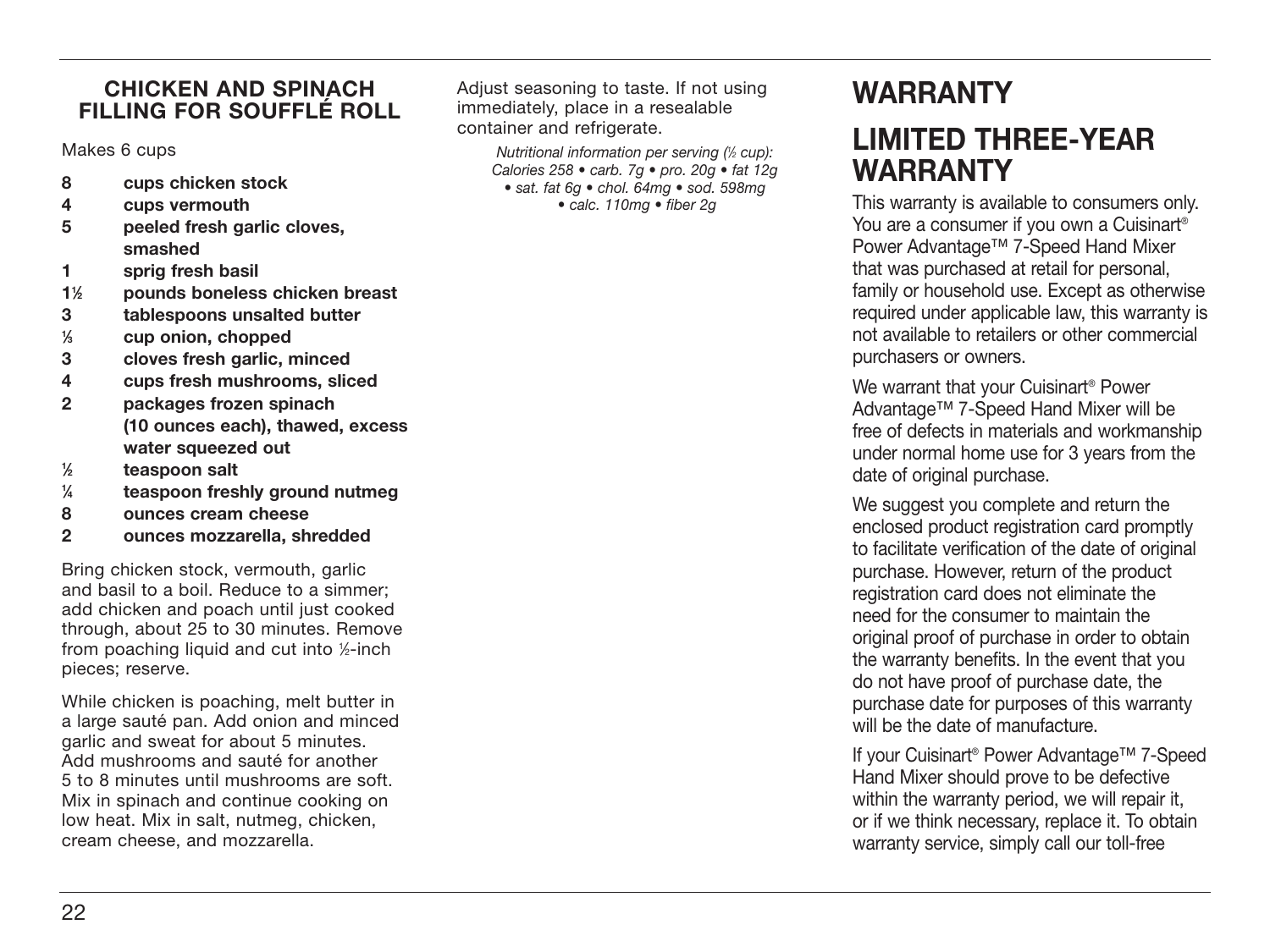## CHICKEN AND SPINACH FILLING FOR SOUFFLÉ ROLL

Makes 6 cups

- **8 cups chicken stock**
- **4 cups vermouth**
- **5 peeled fresh garlic cloves, smashed**
- **1 sprig fresh basil**
- **1½ pounds boneless chicken breast**
- **3 tablespoons unsalted butter**
- **⅓ cup onion, chopped**
- **3 cloves fresh garlic, minced**
- **4 cups fresh mushrooms, sliced**
- **2 packages frozen spinach (10 ounces each), thawed, excess water squeezed out**
- **½ teaspoon salt**
- **¼ teaspoon freshly ground nutmeg**
- **8 ounces cream cheese**
- **2 ounces mozzarella, shredded**

Bring chicken stock, vermouth, garlic and basil to a boil. Reduce to a simmer; add chicken and poach until just cooked through, about 25 to 30 minutes. Remove from poaching liquid and cut into ½-inch pieces; reserve.

While chicken is poaching, melt butter in a large sauté pan. Add onion and minced garlic and sweat for about 5 minutes. Add mushrooms and sauté for another 5 to 8 minutes until mushrooms are soft. Mix in spinach and continue cooking on low heat. Mix in salt, nutmeg, chicken, cream cheese, and mozzarella.

Adjust seasoning to taste. If not using immediately, place in a resealable container and refrigerate.

*Nutritional information per serving (½ cup): Calories 258 • carb. 7g • pro. 20g • fat 12g • sat. fat 6g • chol. 64mg • sod. 598mg • calc. 110mg • fiber 2g*

# WARRANTY

## LIMITED THREE-YEAR WARRANTY

This warranty is available to consumers only. You are a consumer if you own a Cuisinart® Power Advantage™ 7-Speed Hand Mixer that was purchased at retail for personal, family or household use. Except as otherwise required under applicable law, this warranty is not available to retailers or other commercial purchasers or owners.

We warrant that your Cuisinart® Power Advantage™ 7-Speed Hand Mixer will be free of defects in materials and workmanship under normal home use for 3 years from the date of original purchase.

We suggest you complete and return the enclosed product registration card promptly to facilitate verification of the date of original purchase. However, return of the product registration card does not eliminate the need for the consumer to maintain the original proof of purchase in order to obtain the warranty benefits. In the event that you do not have proof of purchase date, the purchase date for purposes of this warranty will be the date of manufacture.

If your Cuisinart® Power Advantage™ 7-Speed Hand Mixer should prove to be defective within the warranty period, we will repair it, or if we think necessary, replace it. To obtain warranty service, simply call our toll-free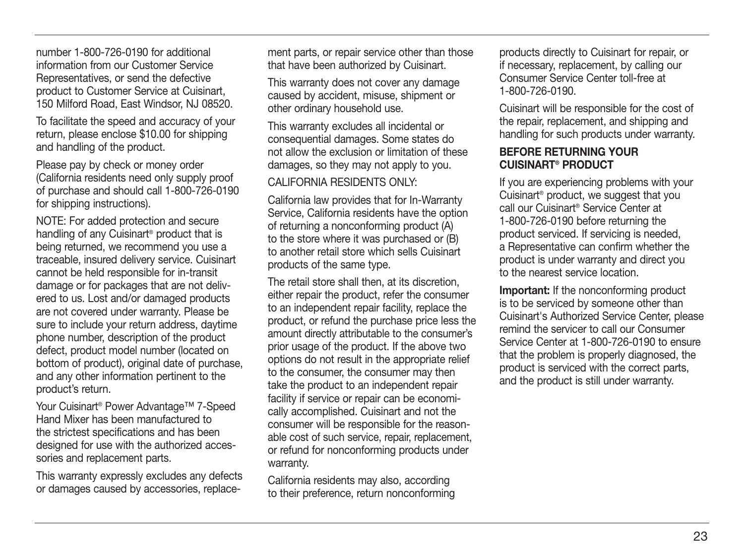number 1-800-726-0190 for additional information from our Customer Service Representatives, or send the defective product to Customer Service at Cuisinart, 150 Milford Road, East Windsor, NJ 08520.

To facilitate the speed and accuracy of your return, please enclose $10.00 for shipping and handling of the product.

Please pay by check or money order (California residents need only supply proof of purchase and should call 1-800-726-0190 for shipping instructions).

NOTE: For added protection and secure handling of any Cuisinart® product that is being returned, we recommend you use a traceable, insured delivery service. Cuisinart cannot be held responsible for in-transit damage or for packages that are not delivered to us. Lost and/or damaged products are not covered under warranty. Please be sure to include your return address, daytime phone number, description of the product defect, product model number (located on bottom of product), original date of purchase, and any other information pertinent to the product's return.

Your Cuisinart® Power Advantage™ 7-Speed Hand Mixer has been manufactured to the strictest specifications and has been designed for use with the authorized accessories and replacement parts.

This warranty expressly excludes any defects or damages caused by accessories, replacement parts, or repair service other than those that have been authorized by Cuisinart.

This warranty does not cover any damage caused by accident, misuse, shipment or other ordinary household use.

This warranty excludes all incidental or consequential damages. Some states do not allow the exclusion or limitation of these damages, so they may not apply to you.

CALIFORNIA RESIDENTS ONLY:

California law provides that for In-Warranty Service, California residents have the option of returning a nonconforming product (A) to the store where it was purchased or (B) to another retail store which sells Cuisinart products of the same type.

The retail store shall then, at its discretion, either repair the product, refer the consumer to an independent repair facility, replace the product, or refund the purchase price less the amount directly attributable to the consumer's prior usage of the product. If the above two options do not result in the appropriate relief to the consumer, the consumer may then take the product to an independent repair facility if service or repair can be economically accomplished. Cuisinart and not the consumer will be responsible for the reasonable cost of such service, repair, replacement, or refund for nonconforming products under warranty.

California residents may also, according to their preference, return nonconforming products directly to Cuisinart for repair, or if necessary, replacement, by calling our Consumer Service Center toll-free at 1-800-726-0190.

Cuisinart will be responsible for the cost of the repair, replacement, and shipping and handling for such products under warranty.

**BEFORE RETURNING YOUR CUISINART® PRODUCT**

If you are experiencing problems with your Cuisinart® product, we suggest that you call our Cuisinart® Service Center at 1-800-726-0190 before returning the product serviced. If servicing is needed, a Representative can confirm whether the product is under warranty and direct you to the nearest service location.

**Important:** If the nonconforming product is to be serviced by someone other than Cuisinart's Authorized Service Center, please remind the servicer to call our Consumer Service Center at 1-800-726-0190 to ensure that the problem is properly diagnosed, the product is serviced with the correct parts, and the product is still under warranty.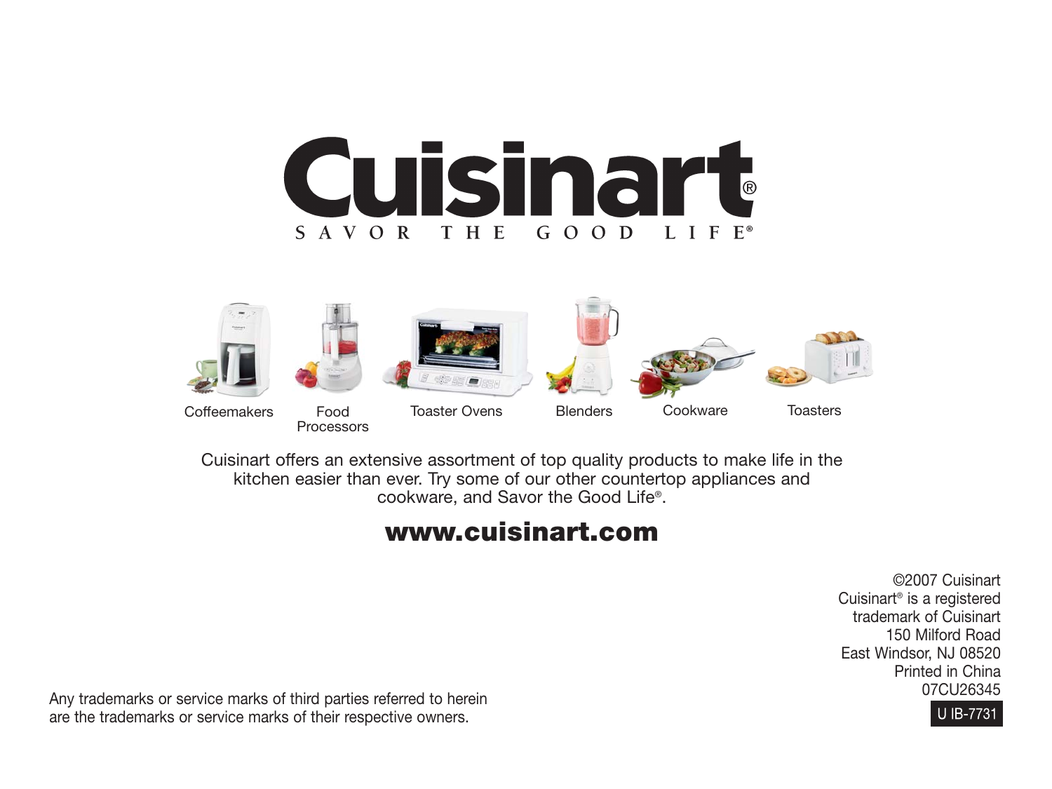# Cuisinart®

SAVOR THE GOOD LIFE®

Coffeemakers | Food Processors | Toaster Ovens | Blenders | Cookware | Toasters

Cuisinart offers an extensive assortment of top quality products to make life in the kitchen easier than ever. Try some of our other countertop appliances and cookware, and Savor the Good Life®.

**www.cuisinart.com**

©2007 Cuisinart
Cuisinart® is a registered
trademark of Cuisinart
150 Milford Road
East Windsor, NJ 08520
Printed in China
07CU26345

U IB-7731

Any trademarks or service marks of third parties referred to herein are the trademarks or service marks of their respective owners.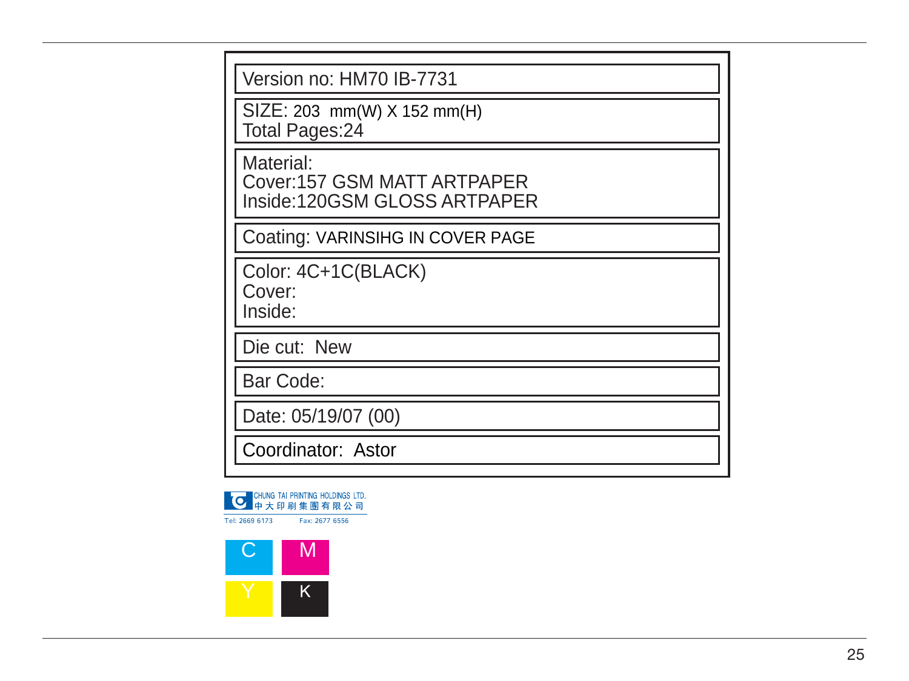Version no: HM70 IB-7731

SIZE: 203 mm(W) X 152 mm(H)
Total Pages:24

Material:
Cover:157 GSM MATT ARTPAPER
Inside:120GSM GLOSS ARTPAPER

Coating: VARINSIHG IN COVER PAGE

Color: 4C+1C(BLACK)
Cover:
Inside:

Die cut: New

Bar Code:

Date: 05/19/07 (00)

Coordinator: Astor

CHUNG TAI PRINTING HOLDINGS LTD.
中大印刷集團有限公司

Tel: 2669 6173 Fax: 2677 6556

C M
Y K